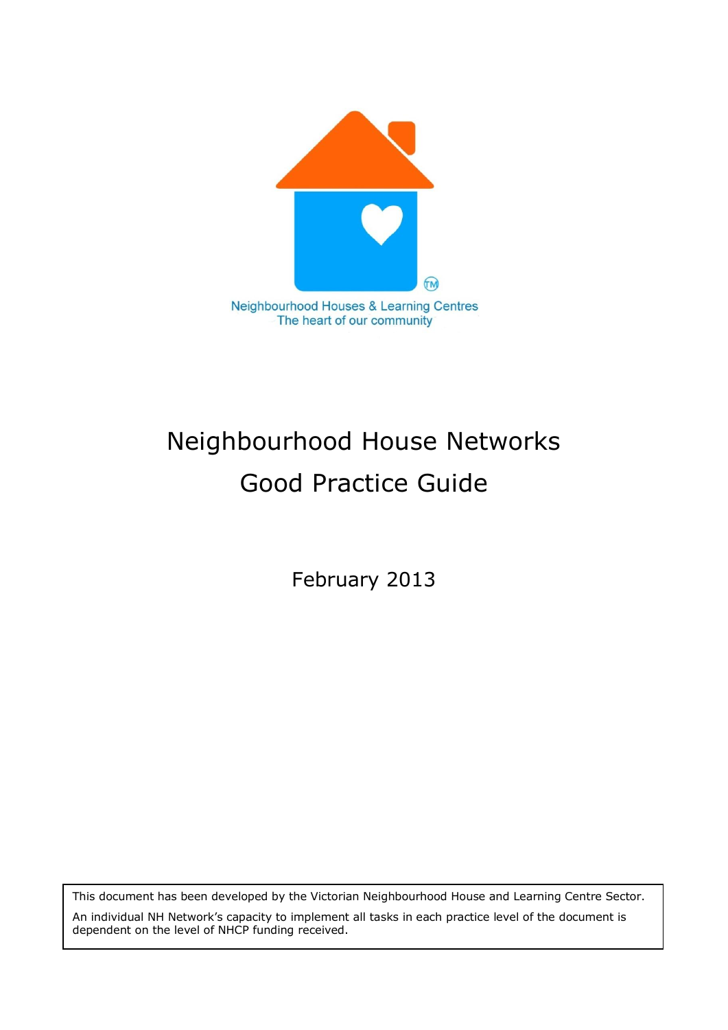Neighbourhood Houses & Learning Centres
The heart of our community

# Neighbourhood House Networks Good Practice Guide

February 2013

This document has been developed by the Victorian Neighbourhood House and Learning Centre Sector.

An individual NH Network's capacity to implement all tasks in each practice level of the document is dependent on the level of NHCP funding received.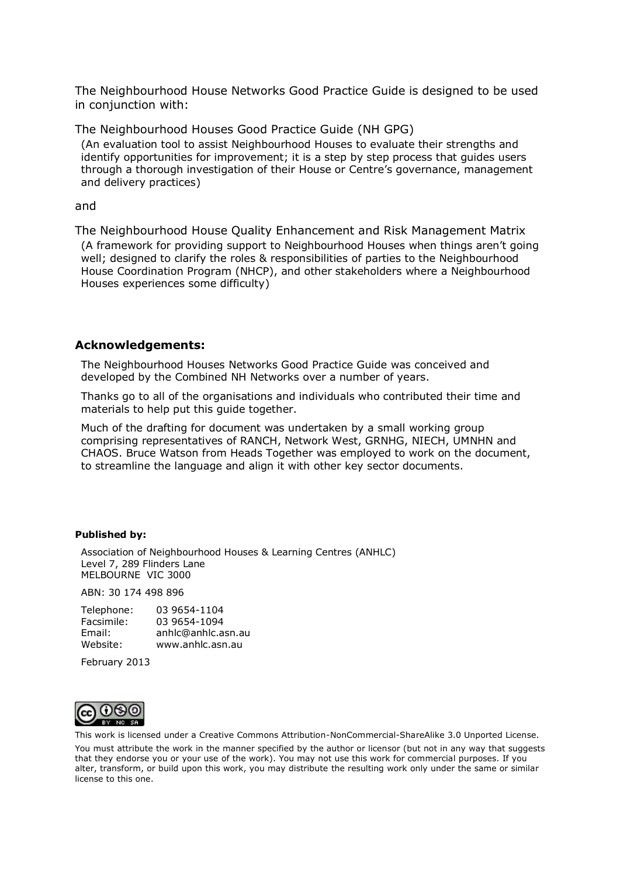The Neighbourhood House Networks Good Practice Guide is designed to be used in conjunction with:

The Neighbourhood Houses Good Practice Guide (NH GPG)

(An evaluation tool to assist Neighbourhood Houses to evaluate their strengths and identify opportunities for improvement; it is a step by step process that guides users through a thorough investigation of their House or Centre's governance, management and delivery practices)

and

The Neighbourhood House Quality Enhancement and Risk Management Matrix

(A framework for providing support to Neighbourhood Houses when things aren't going well; designed to clarify the roles & responsibilities of parties to the Neighbourhood House Coordination Program (NHCP), and other stakeholders where a Neighbourhood Houses experiences some difficulty)

### Acknowledgements:

The Neighbourhood Houses Networks Good Practice Guide was conceived and developed by the Combined NH Networks over a number of years.

Thanks go to all of the organisations and individuals who contributed their time and materials to help put this guide together.

Much of the drafting for document was undertaken by a small working group comprising representatives of RANCH, Network West, GRNHG, NIECH, UMNHN and CHAOS. Bruce Watson from Heads Together was employed to work on the document, to streamline the language and align it with other key sector documents.

**Published by:**

Association of Neighbourhood Houses & Learning Centres (ANHLC)
Level 7, 289 Flinders Lane
MELBOURNE VIC 3000

ABN: 30 174 498 896

Telephone: 03 9654-1104
Facsimile: 03 9654-1094
Email: anhlc@anhlc.asn.au
Website: www.anhlc.asn.au

February 2013

This work is licensed under a Creative Commons Attribution-NonCommercial-ShareAlike 3.0 Unported License.

You must attribute the work in the manner specified by the author or licensor (but not in any way that suggests that they endorse you or your use of the work). You may not use this work for commercial purposes. If you alter, transform, or build upon this work, you may distribute the resulting work only under the same or similar license to this one.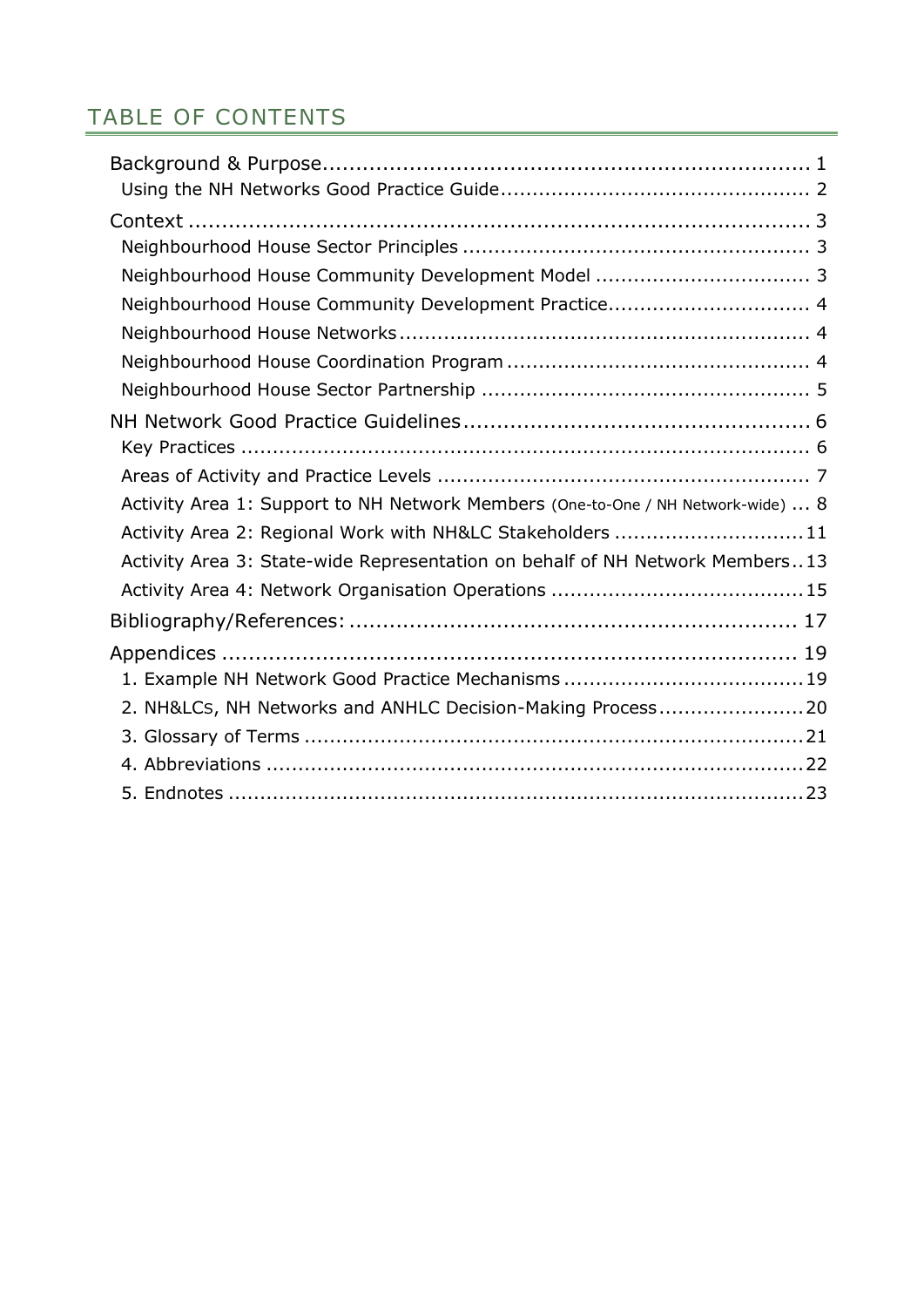## TABLE OF CONTENTS

Background & Purpose........................................................................ 1

- Using the NH Networks Good Practice Guide................................................ 2

Context ........................................................................................ 3

- Neighbourhood House Sector Principles ...................................................... 3
- Neighbourhood House Community Development Model ................................. 3
- Neighbourhood House Community Development Practice............................... 4
- Neighbourhood House Networks................................................................ 4
- Neighbourhood House Coordination Program ............................................... 4
- Neighbourhood House Sector Partnership .................................................... 5

NH Network Good Practice Guidelines.................................................... 6

- Key Practices .......................................................................................... 6
- Areas of Activity and Practice Levels ........................................................... 7
- Activity Area 1: Support to NH Network Members (One-to-One / NH Network-wide) ... 8
- Activity Area 2: Regional Work with NH&LC Stakeholders .............................11
- Activity Area 3: State-wide Representation on behalf of NH Network Members..13
- Activity Area 4: Network Organisation Operations .......................................15

Bibliography/References: .................................................................... 17

Appendices ........................................................................................ 19

1. Example NH Network Good Practice Mechanisms .....................................19
2. NH&LCs, NH Networks and ANHLC Decision-Making Process......................20
3. Glossary of Terms ..............................................................................21
4. Abbreviations ....................................................................................22
5. Endnotes ..........................................................................................23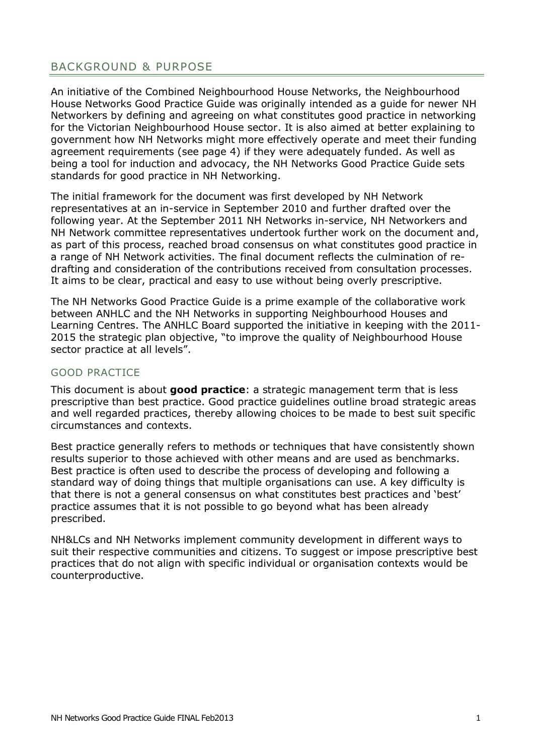## BACKGROUND & PURPOSE

An initiative of the Combined Neighbourhood House Networks, the Neighbourhood House Networks Good Practice Guide was originally intended as a guide for newer NH Networkers by defining and agreeing on what constitutes good practice in networking for the Victorian Neighbourhood House sector. It is also aimed at better explaining to government how NH Networks might more effectively operate and meet their funding agreement requirements (see page 4) if they were adequately funded. As well as being a tool for induction and advocacy, the NH Networks Good Practice Guide sets standards for good practice in NH Networking.

The initial framework for the document was first developed by NH Network representatives at an in-service in September 2010 and further drafted over the following year. At the September 2011 NH Networks in-service, NH Networkers and NH Network committee representatives undertook further work on the document and, as part of this process, reached broad consensus on what constitutes good practice in a range of NH Network activities. The final document reflects the culmination of re-drafting and consideration of the contributions received from consultation processes. It aims to be clear, practical and easy to use without being overly prescriptive.

The NH Networks Good Practice Guide is a prime example of the collaborative work between ANHLC and the NH Networks in supporting Neighbourhood Houses and Learning Centres. The ANHLC Board supported the initiative in keeping with the 2011-2015 the strategic plan objective, "to improve the quality of Neighbourhood House sector practice at all levels".

### GOOD PRACTICE

This document is about **good practice**: a strategic management term that is less prescriptive than best practice. Good practice guidelines outline broad strategic areas and well regarded practices, thereby allowing choices to be made to best suit specific circumstances and contexts.

Best practice generally refers to methods or techniques that have consistently shown results superior to those achieved with other means and are used as benchmarks. Best practice is often used to describe the process of developing and following a standard way of doing things that multiple organisations can use. A key difficulty is that there is not a general consensus on what constitutes best practices and 'best' practice assumes that it is not possible to go beyond what has been already prescribed.

NH&LCs and NH Networks implement community development in different ways to suit their respective communities and citizens. To suggest or impose prescriptive best practices that do not align with specific individual or organisation contexts would be counterproductive.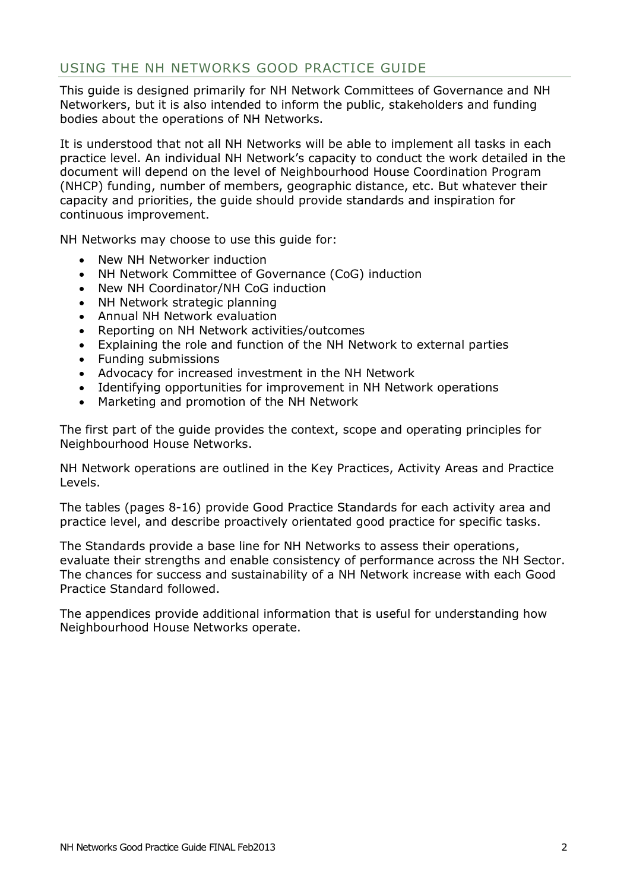## USING THE NH NETWORKS GOOD PRACTICE GUIDE

This guide is designed primarily for NH Network Committees of Governance and NH Networkers, but it is also intended to inform the public, stakeholders and funding bodies about the operations of NH Networks.

It is understood that not all NH Networks will be able to implement all tasks in each practice level. An individual NH Network's capacity to conduct the work detailed in the document will depend on the level of Neighbourhood House Coordination Program (NHCP) funding, number of members, geographic distance, etc. But whatever their capacity and priorities, the guide should provide standards and inspiration for continuous improvement.

NH Networks may choose to use this guide for:

- New NH Networker induction
- NH Network Committee of Governance (CoG) induction
- New NH Coordinator/NH CoG induction
- NH Network strategic planning
- Annual NH Network evaluation
- Reporting on NH Network activities/outcomes
- Explaining the role and function of the NH Network to external parties
- Funding submissions
- Advocacy for increased investment in the NH Network
- Identifying opportunities for improvement in NH Network operations
- Marketing and promotion of the NH Network

The first part of the guide provides the context, scope and operating principles for Neighbourhood House Networks.

NH Network operations are outlined in the Key Practices, Activity Areas and Practice Levels.

The tables (pages 8-16) provide Good Practice Standards for each activity area and practice level, and describe proactively orientated good practice for specific tasks.

The Standards provide a base line for NH Networks to assess their operations, evaluate their strengths and enable consistency of performance across the NH Sector. The chances for success and sustainability of a NH Network increase with each Good Practice Standard followed.

The appendices provide additional information that is useful for understanding how Neighbourhood House Networks operate.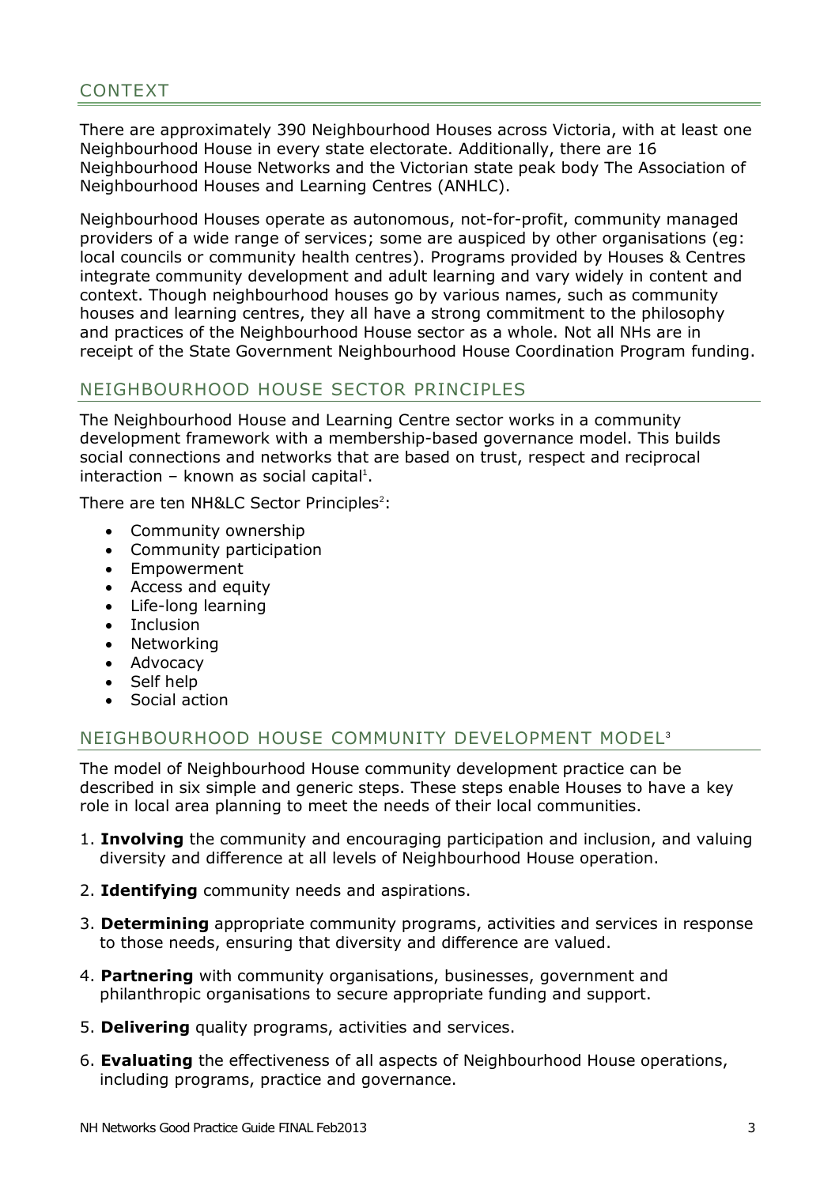## CONTEXT

There are approximately 390 Neighbourhood Houses across Victoria, with at least one Neighbourhood House in every state electorate. Additionally, there are 16 Neighbourhood House Networks and the Victorian state peak body The Association of Neighbourhood Houses and Learning Centres (ANHLC).

Neighbourhood Houses operate as autonomous, not-for-profit, community managed providers of a wide range of services; some are auspiced by other organisations (eg: local councils or community health centres). Programs provided by Houses & Centres integrate community development and adult learning and vary widely in content and context. Though neighbourhood houses go by various names, such as community houses and learning centres, they all have a strong commitment to the philosophy and practices of the Neighbourhood House sector as a whole. Not all NHs are in receipt of the State Government Neighbourhood House Coordination Program funding.

## NEIGHBOURHOOD HOUSE SECTOR PRINCIPLES

The Neighbourhood House and Learning Centre sector works in a community development framework with a membership-based governance model. This builds social connections and networks that are based on trust, respect and reciprocal interaction – known as social capital[1].

There are ten NH&LC Sector Principles[2]:

- Community ownership
- Community participation
- Empowerment
- Access and equity
- Life-long learning
- Inclusion
- Networking
- Advocacy
- Self help
- Social action

## NEIGHBOURHOOD HOUSE COMMUNITY DEVELOPMENT MODEL[3]

The model of Neighbourhood House community development practice can be described in six simple and generic steps. These steps enable Houses to have a key role in local area planning to meet the needs of their local communities.

1. **Involving** the community and encouraging participation and inclusion, and valuing diversity and difference at all levels of Neighbourhood House operation.
2. **Identifying** community needs and aspirations.
3. **Determining** appropriate community programs, activities and services in response to those needs, ensuring that diversity and difference are valued.
4. **Partnering** with community organisations, businesses, government and philanthropic organisations to secure appropriate funding and support.
5. **Delivering** quality programs, activities and services.
6. **Evaluating** the effectiveness of all aspects of Neighbourhood House operations, including programs, practice and governance.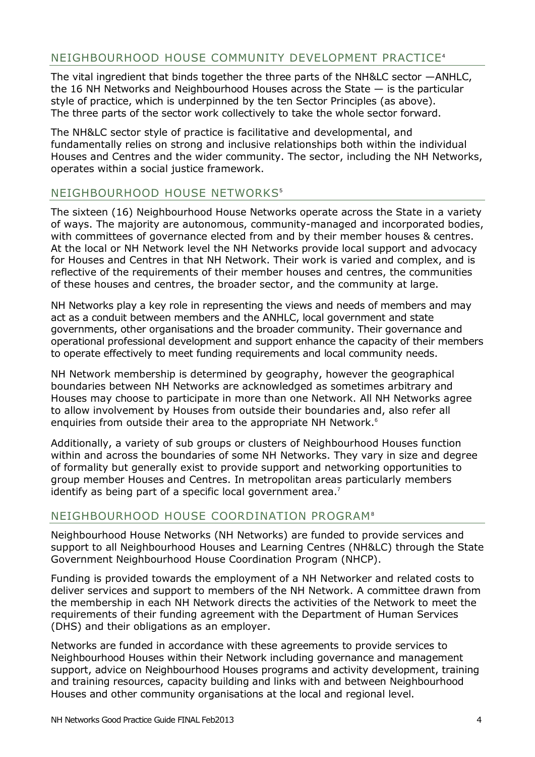## NEIGHBOURHOOD HOUSE COMMUNITY DEVELOPMENT PRACTICE[4]

The vital ingredient that binds together the three parts of the NH&LC sector —ANHLC, the 16 NH Networks and Neighbourhood Houses across the State — is the particular style of practice, which is underpinned by the ten Sector Principles (as above). The three parts of the sector work collectively to take the whole sector forward.

The NH&LC sector style of practice is facilitative and developmental, and fundamentally relies on strong and inclusive relationships both within the individual Houses and Centres and the wider community. The sector, including the NH Networks, operates within a social justice framework.

## NEIGHBOURHOOD HOUSE NETWORKS[5]

The sixteen (16) Neighbourhood House Networks operate across the State in a variety of ways. The majority are autonomous, community-managed and incorporated bodies, with committees of governance elected from and by their member houses & centres. At the local or NH Network level the NH Networks provide local support and advocacy for Houses and Centres in that NH Network. Their work is varied and complex, and is reflective of the requirements of their member houses and centres, the communities of these houses and centres, the broader sector, and the community at large.

NH Networks play a key role in representing the views and needs of members and may act as a conduit between members and the ANHLC, local government and state governments, other organisations and the broader community. Their governance and operational professional development and support enhance the capacity of their members to operate effectively to meet funding requirements and local community needs.

NH Network membership is determined by geography, however the geographical boundaries between NH Networks are acknowledged as sometimes arbitrary and Houses may choose to participate in more than one Network. All NH Networks agree to allow involvement by Houses from outside their boundaries and, also refer all enquiries from outside their area to the appropriate NH Network.[6]

Additionally, a variety of sub groups or clusters of Neighbourhood Houses function within and across the boundaries of some NH Networks. They vary in size and degree of formality but generally exist to provide support and networking opportunities to group member Houses and Centres. In metropolitan areas particularly members identify as being part of a specific local government area.[7]

## NEIGHBOURHOOD HOUSE COORDINATION PROGRAM[8]

Neighbourhood House Networks (NH Networks) are funded to provide services and support to all Neighbourhood Houses and Learning Centres (NH&LC) through the State Government Neighbourhood House Coordination Program (NHCP).

Funding is provided towards the employment of a NH Networker and related costs to deliver services and support to members of the NH Network. A committee drawn from the membership in each NH Network directs the activities of the Network to meet the requirements of their funding agreement with the Department of Human Services (DHS) and their obligations as an employer.

Networks are funded in accordance with these agreements to provide services to Neighbourhood Houses within their Network including governance and management support, advice on Neighbourhood Houses programs and activity development, training and training resources, capacity building and links with and between Neighbourhood Houses and other community organisations at the local and regional level.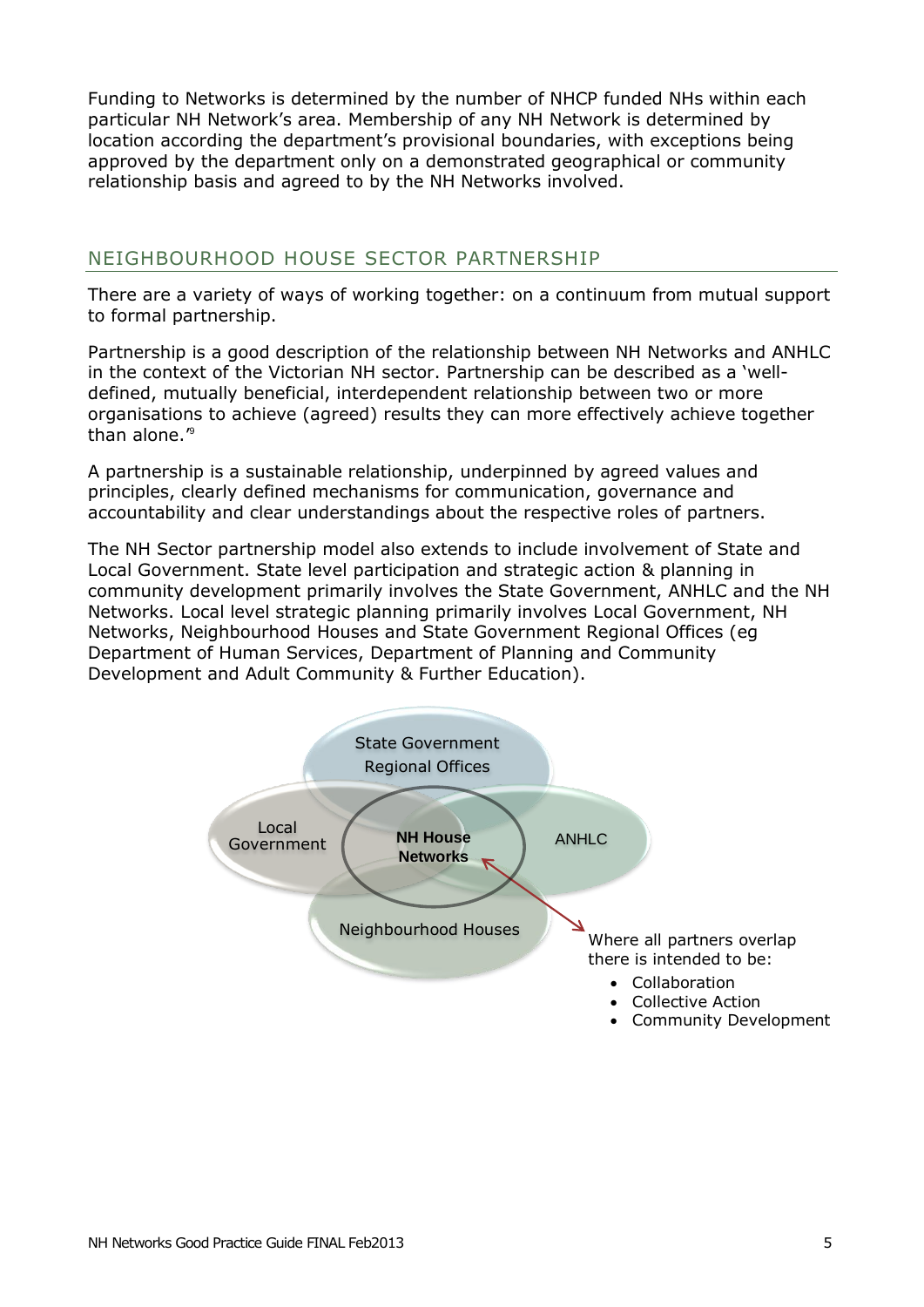Funding to Networks is determined by the number of NHCP funded NHs within each particular NH Network's area. Membership of any NH Network is determined by location according the department's provisional boundaries, with exceptions being approved by the department only on a demonstrated geographical or community relationship basis and agreed to by the NH Networks involved.

## NEIGHBOURHOOD HOUSE SECTOR PARTNERSHIP

There are a variety of ways of working together: on a continuum from mutual support to formal partnership.

Partnership is a good description of the relationship between NH Networks and ANHLC in the context of the Victorian NH sector. Partnership can be described as a 'well-defined, mutually beneficial, interdependent relationship between two or more organisations to achieve (agreed) results they can more effectively achieve together than alone.'[9]

A partnership is a sustainable relationship, underpinned by agreed values and principles, clearly defined mechanisms for communication, governance and accountability and clear understandings about the respective roles of partners.

The NH Sector partnership model also extends to include involvement of State and Local Government. State level participation and strategic action & planning in community development primarily involves the State Government, ANHLC and the NH Networks. Local level strategic planning primarily involves Local Government, NH Networks, Neighbourhood Houses and State Government Regional Offices (eg Department of Human Services, Department of Planning and Community Development and Adult Community & Further Education).

State Government Regional Offices

Local Government

**NH House Networks**

ANHLC

Neighbourhood Houses

Where all partners overlap there is intended to be:

- Collaboration
- Collective Action
- Community Development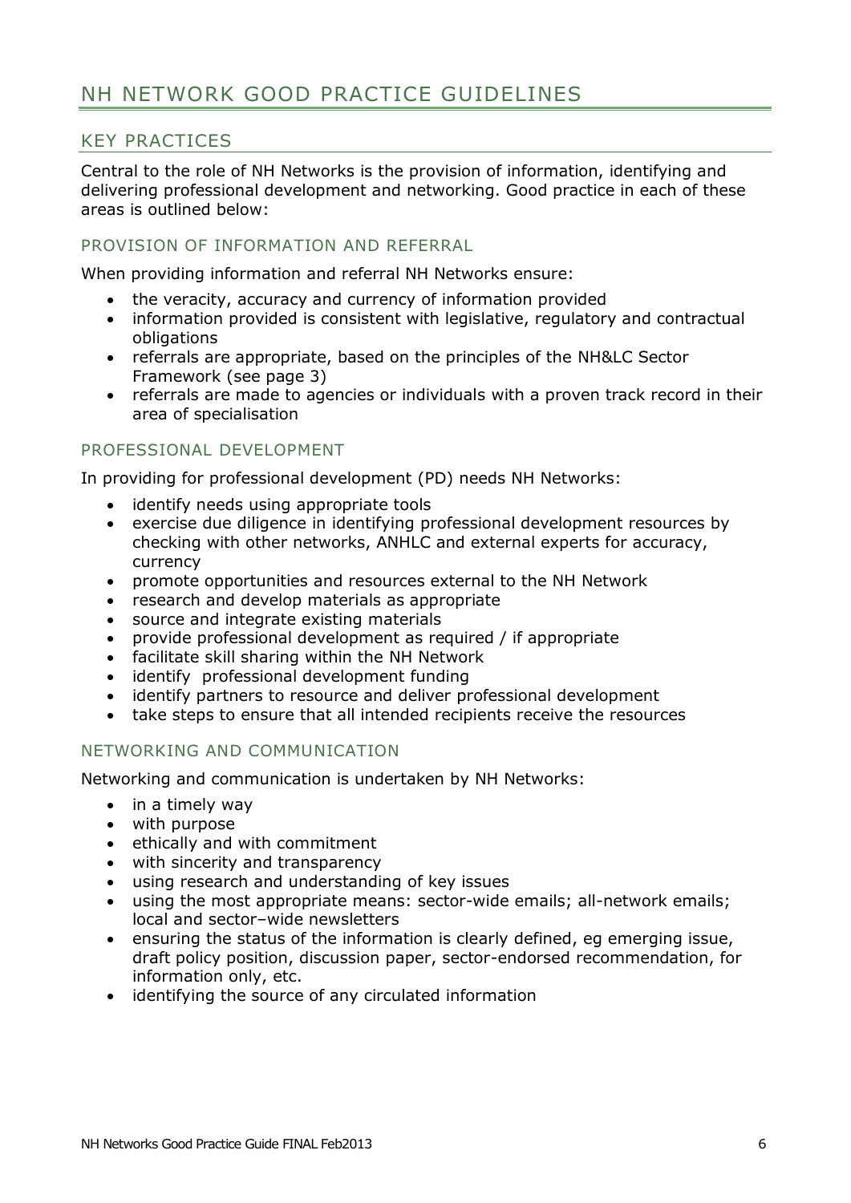# NH NETWORK GOOD PRACTICE GUIDELINES

## KEY PRACTICES

Central to the role of NH Networks is the provision of information, identifying and delivering professional development and networking. Good practice in each of these areas is outlined below:

### PROVISION OF INFORMATION AND REFERRAL

When providing information and referral NH Networks ensure:

- the veracity, accuracy and currency of information provided
- information provided is consistent with legislative, regulatory and contractual obligations
- referrals are appropriate, based on the principles of the NH&LC Sector Framework (see page 3)
- referrals are made to agencies or individuals with a proven track record in their area of specialisation

### PROFESSIONAL DEVELOPMENT

In providing for professional development (PD) needs NH Networks:

- identify needs using appropriate tools
- exercise due diligence in identifying professional development resources by checking with other networks, ANHLC and external experts for accuracy, currency
- promote opportunities and resources external to the NH Network
- research and develop materials as appropriate
- source and integrate existing materials
- provide professional development as required / if appropriate
- facilitate skill sharing within the NH Network
- identify professional development funding
- identify partners to resource and deliver professional development
- take steps to ensure that all intended recipients receive the resources

### NETWORKING AND COMMUNICATION

Networking and communication is undertaken by NH Networks:

- in a timely way
- with purpose
- ethically and with commitment
- with sincerity and transparency
- using research and understanding of key issues
- using the most appropriate means: sector-wide emails; all-network emails; local and sector–wide newsletters
- ensuring the status of the information is clearly defined, eg emerging issue, draft policy position, discussion paper, sector-endorsed recommendation, for information only, etc.
- identifying the source of any circulated information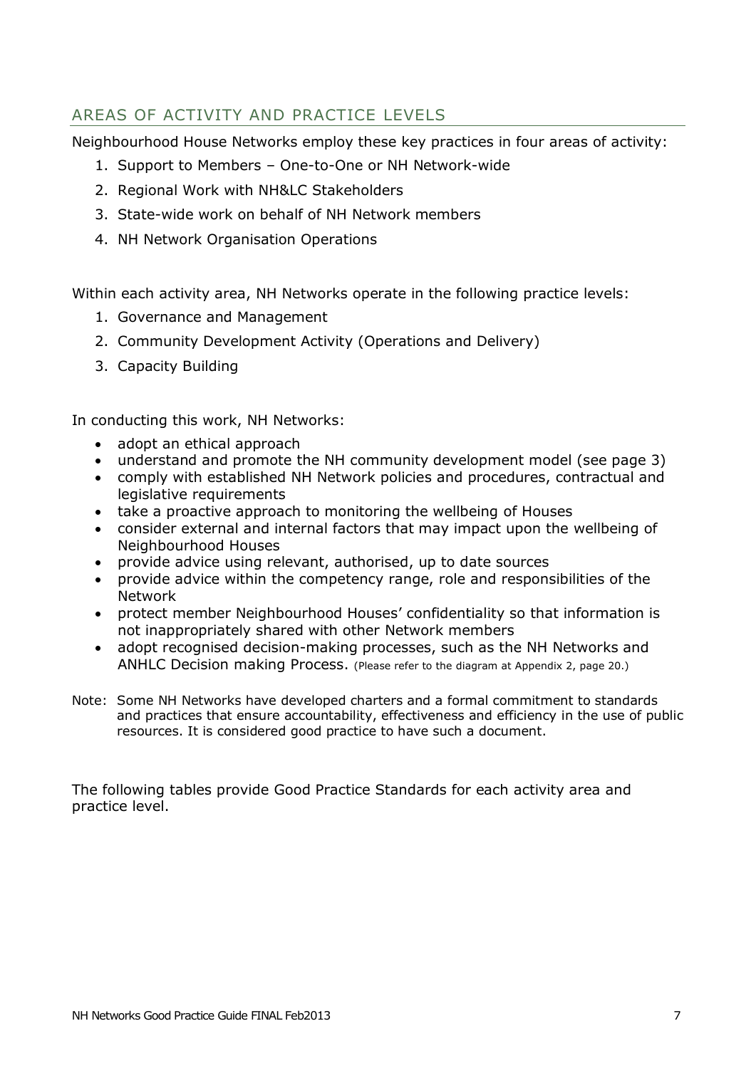## AREAS OF ACTIVITY AND PRACTICE LEVELS

Neighbourhood House Networks employ these key practices in four areas of activity:

1. Support to Members – One-to-One or NH Network-wide
2. Regional Work with NH&LC Stakeholders
3. State-wide work on behalf of NH Network members
4. NH Network Organisation Operations

Within each activity area, NH Networks operate in the following practice levels:

1. Governance and Management
2. Community Development Activity (Operations and Delivery)
3. Capacity Building

In conducting this work, NH Networks:

- adopt an ethical approach
- understand and promote the NH community development model (see page 3)
- comply with established NH Network policies and procedures, contractual and legislative requirements
- take a proactive approach to monitoring the wellbeing of Houses
- consider external and internal factors that may impact upon the wellbeing of Neighbourhood Houses
- provide advice using relevant, authorised, up to date sources
- provide advice within the competency range, role and responsibilities of the Network
- protect member Neighbourhood Houses' confidentiality so that information is not inappropriately shared with other Network members
- adopt recognised decision-making processes, such as the NH Networks and ANHLC Decision making Process. (Please refer to the diagram at Appendix 2, page 20.)

Note: Some NH Networks have developed charters and a formal commitment to standards and practices that ensure accountability, effectiveness and efficiency in the use of public resources. It is considered good practice to have such a document.

The following tables provide Good Practice Standards for each activity area and practice level.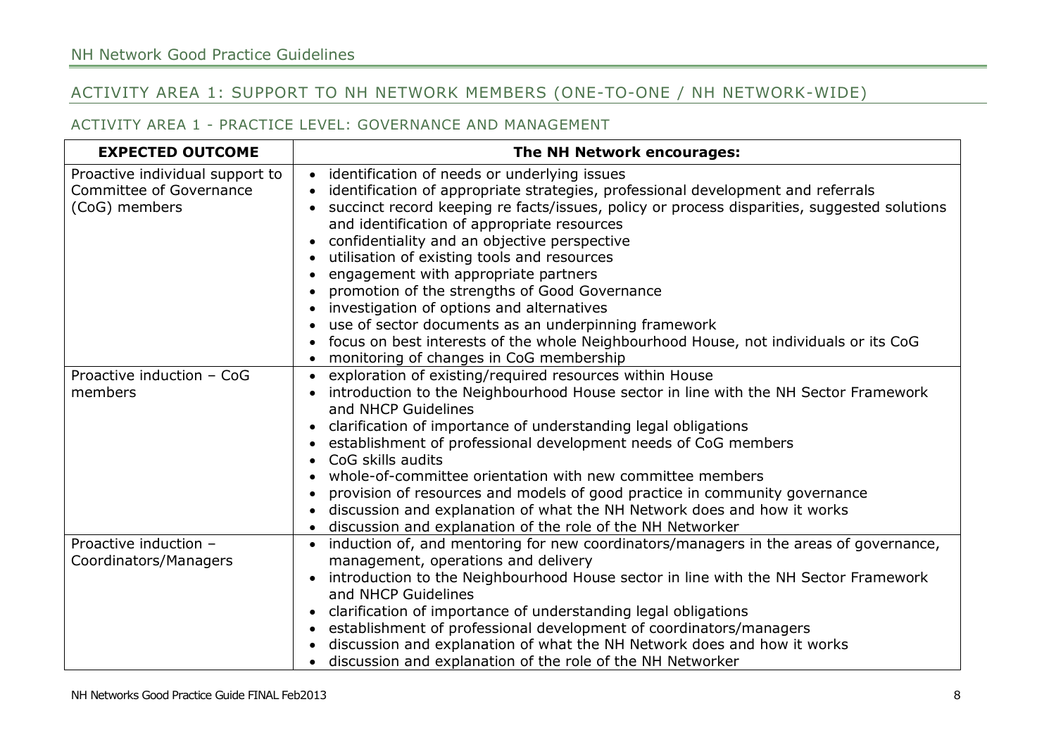## ACTIVITY AREA 1: SUPPORT TO NH NETWORK MEMBERS (ONE-TO-ONE / NH NETWORK-WIDE)

### ACTIVITY AREA 1 - PRACTICE LEVEL: GOVERNANCE AND MANAGEMENT

| EXPECTED OUTCOME | The NH Network encourages: |
|---|---|
| Proactive individual support to Committee of Governance (CoG) members | • identification of needs or underlying issues<br>• identification of appropriate strategies, professional development and referrals<br>• succinct record keeping re facts/issues, policy or process disparities, suggested solutions and identification of appropriate resources<br>• confidentiality and an objective perspective<br>• utilisation of existing tools and resources<br>• engagement with appropriate partners<br>• promotion of the strengths of Good Governance<br>• investigation of options and alternatives<br>• use of sector documents as an underpinning framework<br>• focus on best interests of the whole Neighbourhood House, not individuals or its CoG<br>• monitoring of changes in CoG membership |
| Proactive induction – CoG members | • exploration of existing/required resources within House<br>• introduction to the Neighbourhood House sector in line with the NH Sector Framework and NHCP Guidelines<br>• clarification of importance of understanding legal obligations<br>• establishment of professional development needs of CoG members<br>• CoG skills audits<br>• whole-of-committee orientation with new committee members<br>• provision of resources and models of good practice in community governance<br>• discussion and explanation of what the NH Network does and how it works<br>• discussion and explanation of the role of the NH Networker |
| Proactive induction – Coordinators/Managers | • induction of, and mentoring for new coordinators/managers in the areas of governance, management, operations and delivery<br>• introduction to the Neighbourhood House sector in line with the NH Sector Framework and NHCP Guidelines<br>• clarification of importance of understanding legal obligations<br>• establishment of professional development of coordinators/managers<br>• discussion and explanation of what the NH Network does and how it works<br>• discussion and explanation of the role of the NH Networker |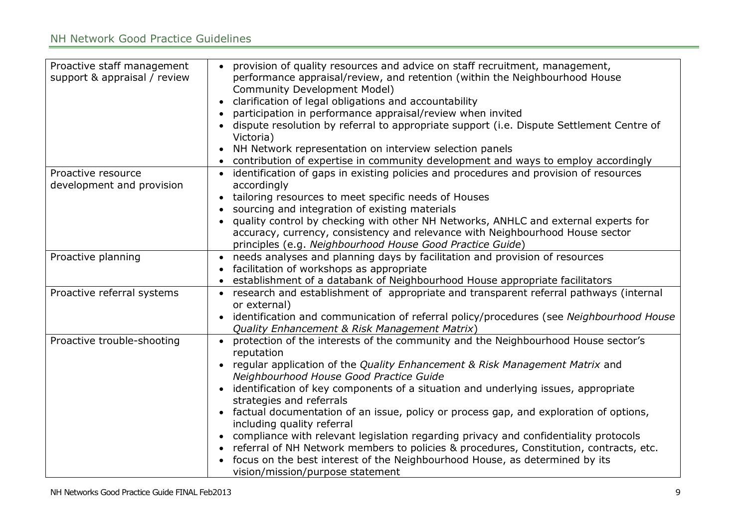| | |
|---|---|
| Proactive staff management support & appraisal / review | • provision of quality resources and advice on staff recruitment, management, performance appraisal/review, and retention (within the Neighbourhood House Community Development Model)<br>• clarification of legal obligations and accountability<br>• participation in performance appraisal/review when invited<br>• dispute resolution by referral to appropriate support (i.e. Dispute Settlement Centre of Victoria)<br>• NH Network representation on interview selection panels<br>• contribution of expertise in community development and ways to employ accordingly |
| Proactive resource development and provision | • identification of gaps in existing policies and procedures and provision of resources accordingly<br>• tailoring resources to meet specific needs of Houses<br>• sourcing and integration of existing materials<br>• quality control by checking with other NH Networks, ANHLC and external experts for accuracy, currency, consistency and relevance with Neighbourhood House sector principles (e.g. *Neighbourhood House Good Practice Guide*) |
| Proactive planning | • needs analyses and planning days by facilitation and provision of resources<br>• facilitation of workshops as appropriate<br>• establishment of a databank of Neighbourhood House appropriate facilitators |
| Proactive referral systems | • research and establishment of appropriate and transparent referral pathways (internal or external)<br>• identification and communication of referral policy/procedures (see *Neighbourhood House Quality Enhancement & Risk Management Matrix*) |
| Proactive trouble-shooting | • protection of the interests of the community and the Neighbourhood House sector's reputation<br>• regular application of the *Quality Enhancement & Risk Management Matrix* and *Neighbourhood House Good Practice Guide*<br>• identification of key components of a situation and underlying issues, appropriate strategies and referrals<br>• factual documentation of an issue, policy or process gap, and exploration of options, including quality referral<br>• compliance with relevant legislation regarding privacy and confidentiality protocols<br>• referral of NH Network members to policies & procedures, Constitution, contracts, etc.<br>• focus on the best interest of the Neighbourhood House, as determined by its vision/mission/purpose statement |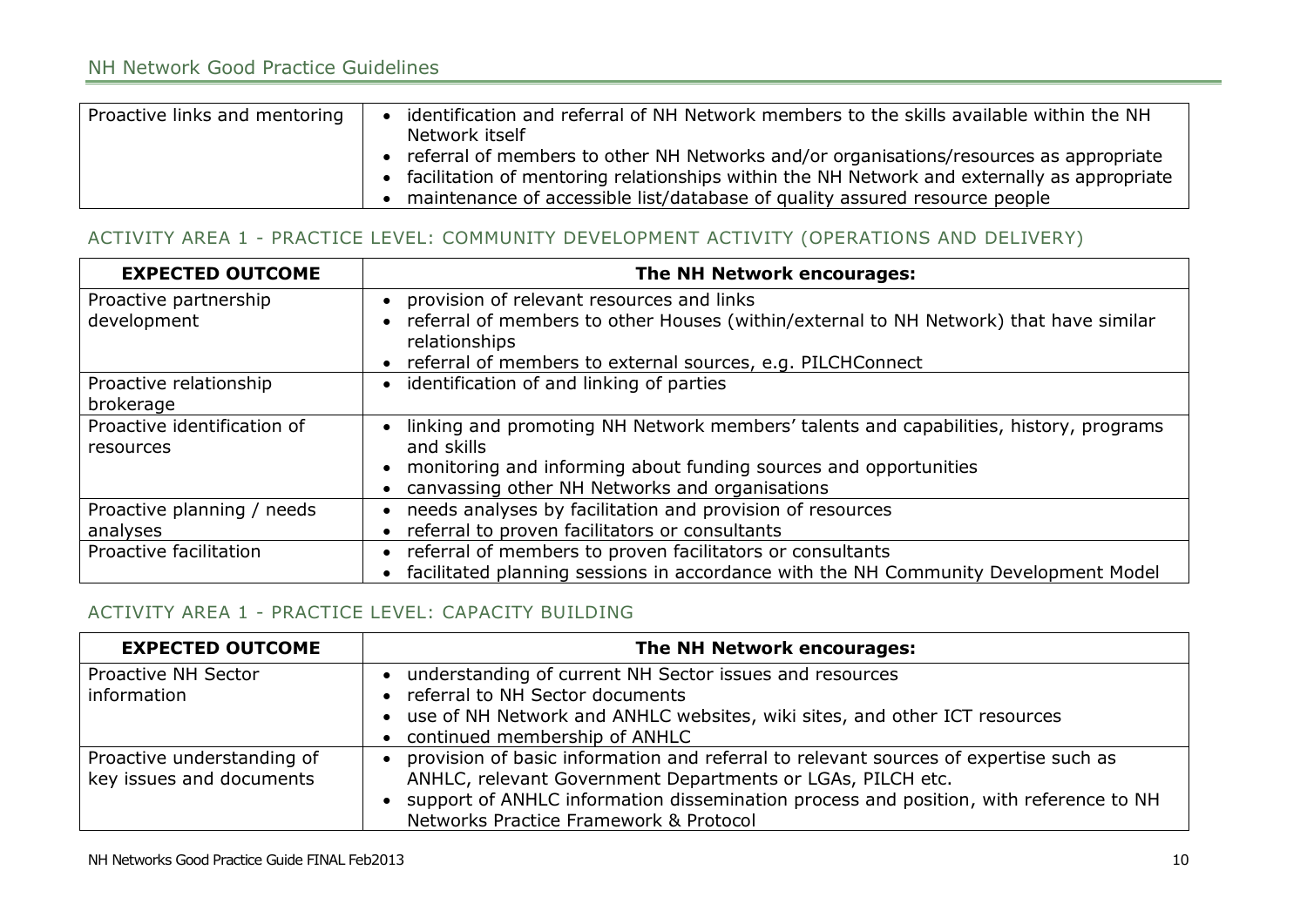| Proactive links and mentoring | • identification and referral of NH Network members to the skills available within the NH Network itself<br>• referral of members to other NH Networks and/or organisations/resources as appropriate<br>• facilitation of mentoring relationships within the NH Network and externally as appropriate<br>• maintenance of accessible list/database of quality assured resource people |
|---|---|

## ACTIVITY AREA 1 - PRACTICE LEVEL: COMMUNITY DEVELOPMENT ACTIVITY (OPERATIONS AND DELIVERY)

| EXPECTED OUTCOME | The NH Network encourages: |
|---|---|
| Proactive partnership development | • provision of relevant resources and links<br>• referral of members to other Houses (within/external to NH Network) that have similar relationships<br>• referral of members to external sources, e.g. PILCHConnect |
| Proactive relationship brokerage | • identification of and linking of parties |
| Proactive identification of resources | • linking and promoting NH Network members' talents and capabilities, history, programs and skills<br>• monitoring and informing about funding sources and opportunities<br>• canvassing other NH Networks and organisations |
| Proactive planning / needs analyses | • needs analyses by facilitation and provision of resources<br>• referral to proven facilitators or consultants |
| Proactive facilitation | • referral of members to proven facilitators or consultants<br>• facilitated planning sessions in accordance with the NH Community Development Model |

## ACTIVITY AREA 1 - PRACTICE LEVEL: CAPACITY BUILDING

| EXPECTED OUTCOME | The NH Network encourages: |
|---|---|
| Proactive NH Sector information | • understanding of current NH Sector issues and resources<br>• referral to NH Sector documents<br>• use of NH Network and ANHLC websites, wiki sites, and other ICT resources<br>• continued membership of ANHLC |
| Proactive understanding of key issues and documents | • provision of basic information and referral to relevant sources of expertise such as ANHLC, relevant Government Departments or LGAs, PILCH etc.<br>• support of ANHLC information dissemination process and position, with reference to NH Networks Practice Framework & Protocol |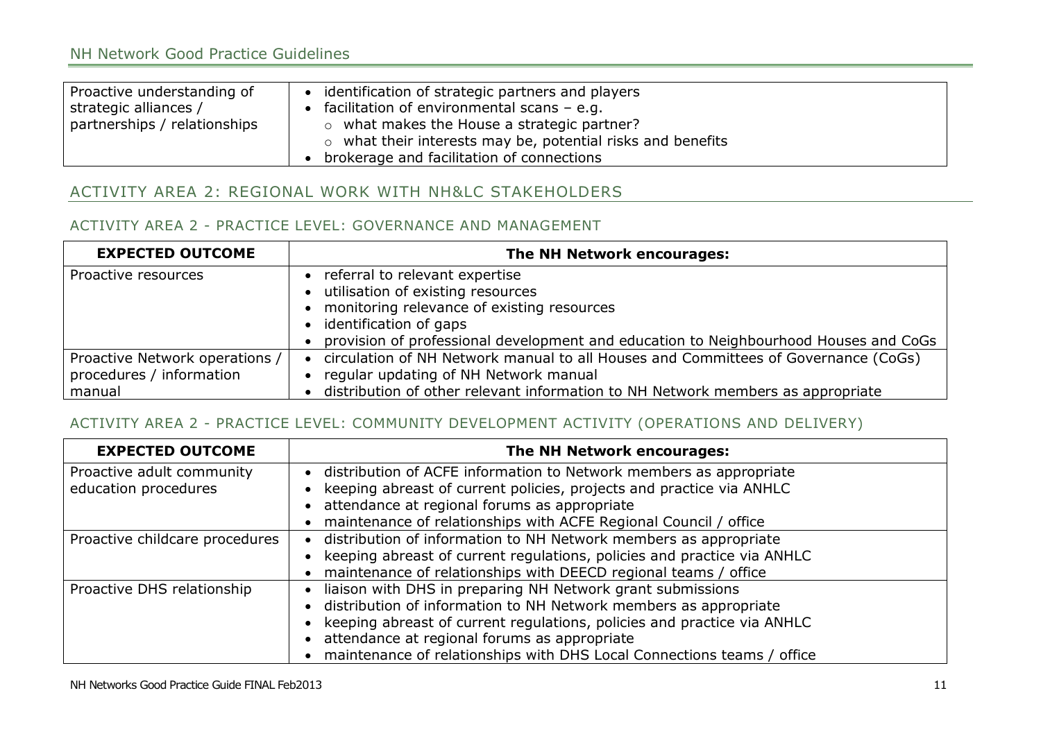| Proactive understanding of strategic alliances / partnerships / relationships | • identification of strategic partners and players<br>• facilitation of environmental scans – e.g.<br>  ○ what makes the House a strategic partner?<br>  ○ what their interests may be, potential risks and benefits<br>• brokerage and facilitation of connections |
|---|---|

## ACTIVITY AREA 2: REGIONAL WORK WITH NH&LC STAKEHOLDERS

### ACTIVITY AREA 2 - PRACTICE LEVEL: GOVERNANCE AND MANAGEMENT

| EXPECTED OUTCOME | The NH Network encourages: |
|---|---|
| Proactive resources | • referral to relevant expertise<br>• utilisation of existing resources<br>• monitoring relevance of existing resources<br>• identification of gaps<br>• provision of professional development and education to Neighbourhood Houses and CoGs |
| Proactive Network operations / procedures / information manual | • circulation of NH Network manual to all Houses and Committees of Governance (CoGs)<br>• regular updating of NH Network manual<br>• distribution of other relevant information to NH Network members as appropriate |

### ACTIVITY AREA 2 - PRACTICE LEVEL: COMMUNITY DEVELOPMENT ACTIVITY (OPERATIONS AND DELIVERY)

| EXPECTED OUTCOME | The NH Network encourages: |
|---|---|
| Proactive adult community education procedures | • distribution of ACFE information to Network members as appropriate<br>• keeping abreast of current policies, projects and practice via ANHLC<br>• attendance at regional forums as appropriate<br>• maintenance of relationships with ACFE Regional Council / office |
| Proactive childcare procedures | • distribution of information to NH Network members as appropriate<br>• keeping abreast of current regulations, policies and practice via ANHLC<br>• maintenance of relationships with DEECD regional teams / office |
| Proactive DHS relationship | • liaison with DHS in preparing NH Network grant submissions<br>• distribution of information to NH Network members as appropriate<br>• keeping abreast of current regulations, policies and practice via ANHLC<br>• attendance at regional forums as appropriate<br>• maintenance of relationships with DHS Local Connections teams / office |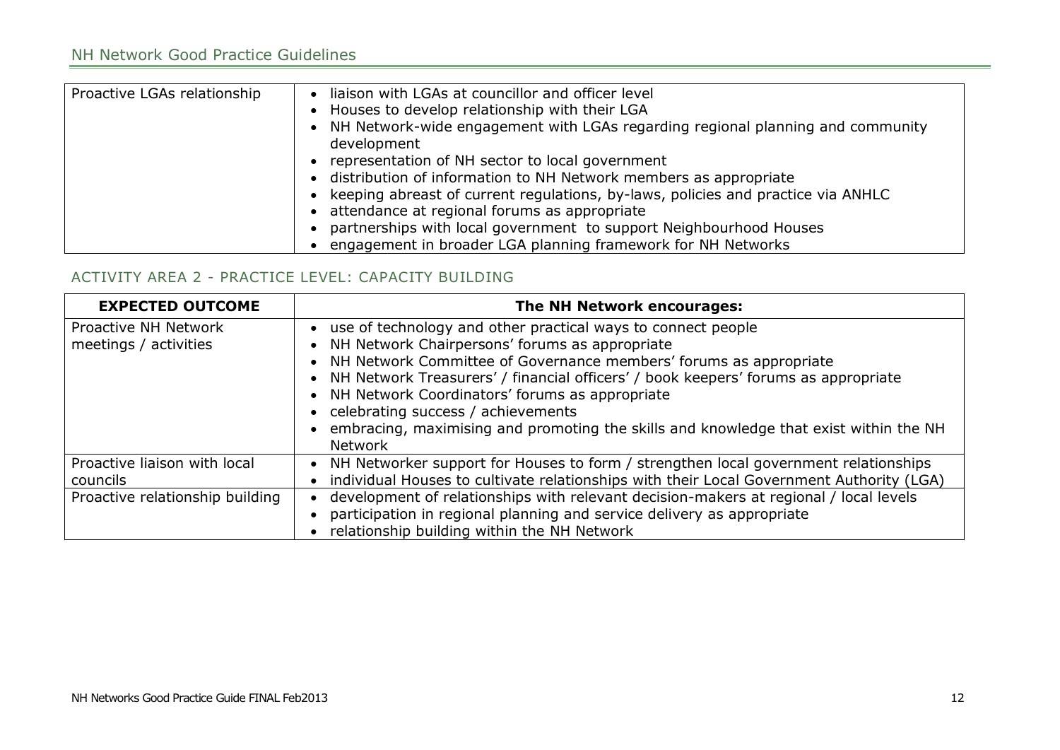| | |
|---|---|
| Proactive LGAs relationship | • liaison with LGAs at councillor and officer level<br>• Houses to develop relationship with their LGA<br>• NH Network-wide engagement with LGAs regarding regional planning and community development<br>• representation of NH sector to local government<br>• distribution of information to NH Network members as appropriate<br>• keeping abreast of current regulations, by-laws, policies and practice via ANHLC<br>• attendance at regional forums as appropriate<br>• partnerships with local government to support Neighbourhood Houses<br>• engagement in broader LGA planning framework for NH Networks |

## ACTIVITY AREA 2 - PRACTICE LEVEL: CAPACITY BUILDING

| EXPECTED OUTCOME | The NH Network encourages: |
|---|---|
| Proactive NH Network meetings / activities | • use of technology and other practical ways to connect people<br>• NH Network Chairpersons' forums as appropriate<br>• NH Network Committee of Governance members' forums as appropriate<br>• NH Network Treasurers' / financial officers' / book keepers' forums as appropriate<br>• NH Network Coordinators' forums as appropriate<br>• celebrating success / achievements<br>• embracing, maximising and promoting the skills and knowledge that exist within the NH Network |
| Proactive liaison with local councils | • NH Networker support for Houses to form / strengthen local government relationships<br>• individual Houses to cultivate relationships with their Local Government Authority (LGA) |
| Proactive relationship building | • development of relationships with relevant decision-makers at regional / local levels<br>• participation in regional planning and service delivery as appropriate<br>• relationship building within the NH Network |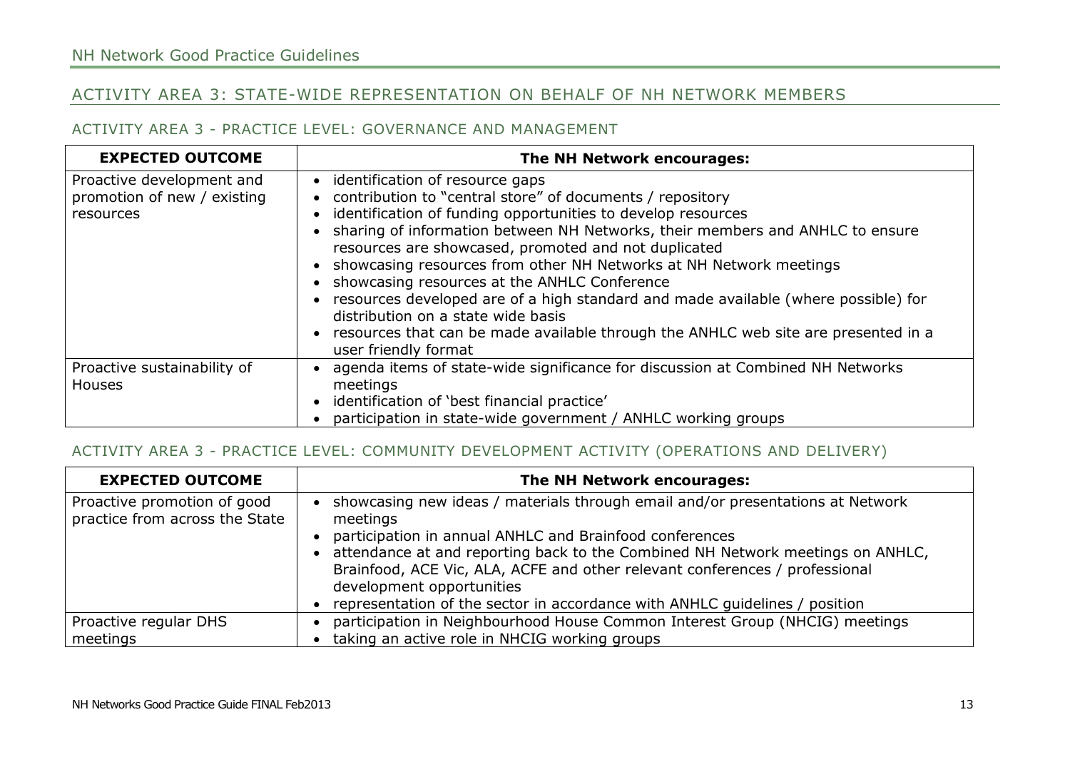## ACTIVITY AREA 3: STATE-WIDE REPRESENTATION ON BEHALF OF NH NETWORK MEMBERS

### ACTIVITY AREA 3 - PRACTICE LEVEL: GOVERNANCE AND MANAGEMENT

| EXPECTED OUTCOME | The NH Network encourages: |
|---|---|
| Proactive development and promotion of new / existing resources | • identification of resource gaps<br>• contribution to "central store" of documents / repository<br>• identification of funding opportunities to develop resources<br>• sharing of information between NH Networks, their members and ANHLC to ensure resources are showcased, promoted and not duplicated<br>• showcasing resources from other NH Networks at NH Network meetings<br>• showcasing resources at the ANHLC Conference<br>• resources developed are of a high standard and made available (where possible) for distribution on a state wide basis<br>• resources that can be made available through the ANHLC web site are presented in a user friendly format |
| Proactive sustainability of Houses | • agenda items of state-wide significance for discussion at Combined NH Networks meetings<br>• identification of 'best financial practice'<br>• participation in state-wide government / ANHLC working groups |

### ACTIVITY AREA 3 - PRACTICE LEVEL: COMMUNITY DEVELOPMENT ACTIVITY (OPERATIONS AND DELIVERY)

| EXPECTED OUTCOME | The NH Network encourages: |
|---|---|
| Proactive promotion of good practice from across the State | • showcasing new ideas / materials through email and/or presentations at Network meetings<br>• participation in annual ANHLC and Brainfood conferences<br>• attendance at and reporting back to the Combined NH Network meetings on ANHLC, Brainfood, ACE Vic, ALA, ACFE and other relevant conferences / professional development opportunities<br>• representation of the sector in accordance with ANHLC guidelines / position |
| Proactive regular DHS meetings | • participation in Neighbourhood House Common Interest Group (NHCIG) meetings<br>• taking an active role in NHCIG working groups |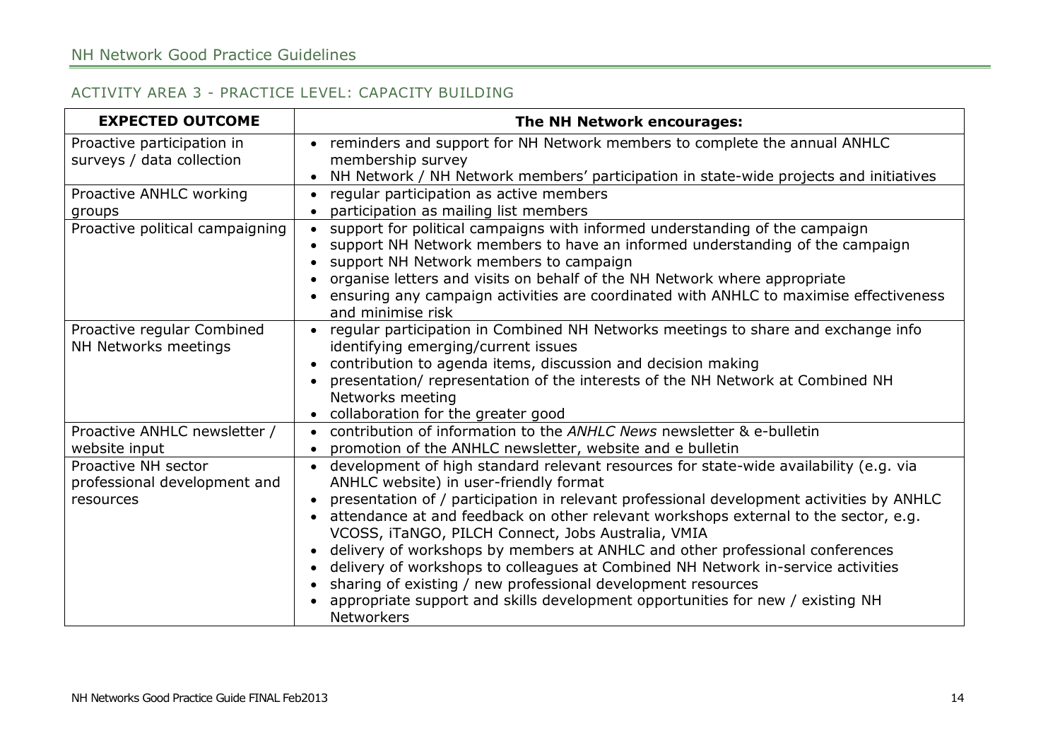## ACTIVITY AREA 3 - PRACTICE LEVEL: CAPACITY BUILDING

| EXPECTED OUTCOME | The NH Network encourages: |
| --- | --- |
| Proactive participation in surveys / data collection | • reminders and support for NH Network members to complete the annual ANHLC membership survey<br>• NH Network / NH Network members' participation in state-wide projects and initiatives |
| Proactive ANHLC working groups | • regular participation as active members<br>• participation as mailing list members |
| Proactive political campaigning | • support for political campaigns with informed understanding of the campaign<br>• support NH Network members to have an informed understanding of the campaign<br>• support NH Network members to campaign<br>• organise letters and visits on behalf of the NH Network where appropriate<br>• ensuring any campaign activities are coordinated with ANHLC to maximise effectiveness and minimise risk |
| Proactive regular Combined NH Networks meetings | • regular participation in Combined NH Networks meetings to share and exchange info identifying emerging/current issues<br>• contribution to agenda items, discussion and decision making<br>• presentation/ representation of the interests of the NH Network at Combined NH Networks meeting<br>• collaboration for the greater good |
| Proactive ANHLC newsletter / website input | • contribution of information to the *ANHLC News* newsletter & e-bulletin<br>• promotion of the ANHLC newsletter, website and e bulletin |
| Proactive NH sector professional development and resources | • development of high standard relevant resources for state-wide availability (e.g. via ANHLC website) in user-friendly format<br>• presentation of / participation in relevant professional development activities by ANHLC<br>• attendance at and feedback on other relevant workshops external to the sector, e.g. VCOSS, iTaNGO, PILCH Connect, Jobs Australia, VMIA<br>• delivery of workshops by members at ANHLC and other professional conferences<br>• delivery of workshops to colleagues at Combined NH Network in-service activities<br>• sharing of existing / new professional development resources<br>• appropriate support and skills development opportunities for new / existing NH Networkers |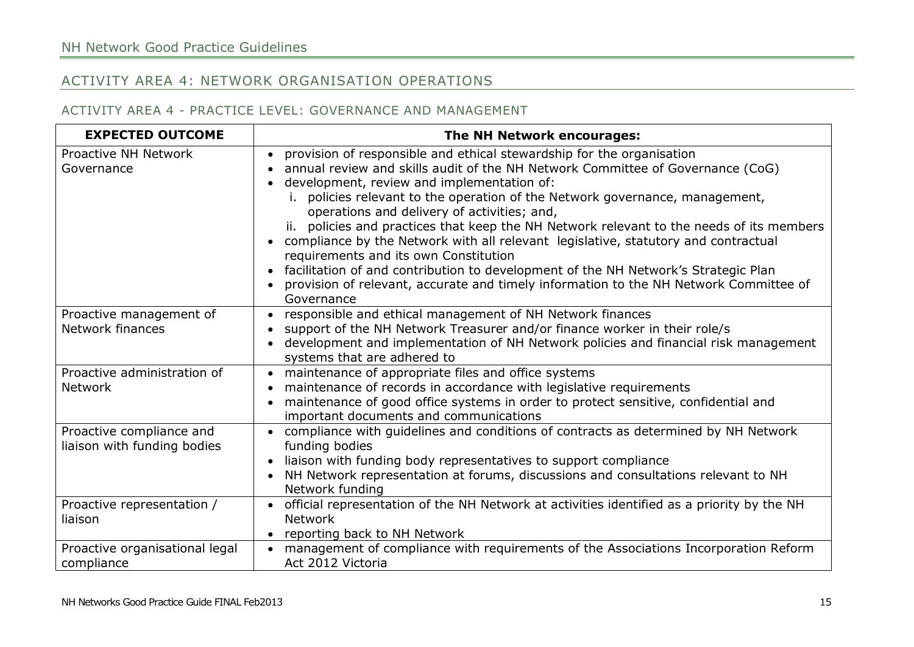## ACTIVITY AREA 4: NETWORK ORGANISATION OPERATIONS

### ACTIVITY AREA 4 - PRACTICE LEVEL: GOVERNANCE AND MANAGEMENT

| EXPECTED OUTCOME | The NH Network encourages: |
|---|---|
| Proactive NH Network Governance | • provision of responsible and ethical stewardship for the organisation<br>• annual review and skills audit of the NH Network Committee of Governance (CoG)<br>• development, review and implementation of:<br>i. policies relevant to the operation of the Network governance, management, operations and delivery of activities; and,<br>ii. policies and practices that keep the NH Network relevant to the needs of its members<br>• compliance by the Network with all relevant legislative, statutory and contractual requirements and its own Constitution<br>• facilitation of and contribution to development of the NH Network's Strategic Plan<br>• provision of relevant, accurate and timely information to the NH Network Committee of Governance |
| Proactive management of Network finances | • responsible and ethical management of NH Network finances<br>• support of the NH Network Treasurer and/or finance worker in their role/s<br>• development and implementation of NH Network policies and financial risk management systems that are adhered to |
| Proactive administration of Network | • maintenance of appropriate files and office systems<br>• maintenance of records in accordance with legislative requirements<br>• maintenance of good office systems in order to protect sensitive, confidential and important documents and communications |
| Proactive compliance and liaison with funding bodies | • compliance with guidelines and conditions of contracts as determined by NH Network funding bodies<br>• liaison with funding body representatives to support compliance<br>• NH Network representation at forums, discussions and consultations relevant to NH Network funding |
| Proactive representation / liaison | • official representation of the NH Network at activities identified as a priority by the NH Network<br>• reporting back to NH Network |
| Proactive organisational legal compliance | • management of compliance with requirements of the Associations Incorporation Reform Act 2012 Victoria |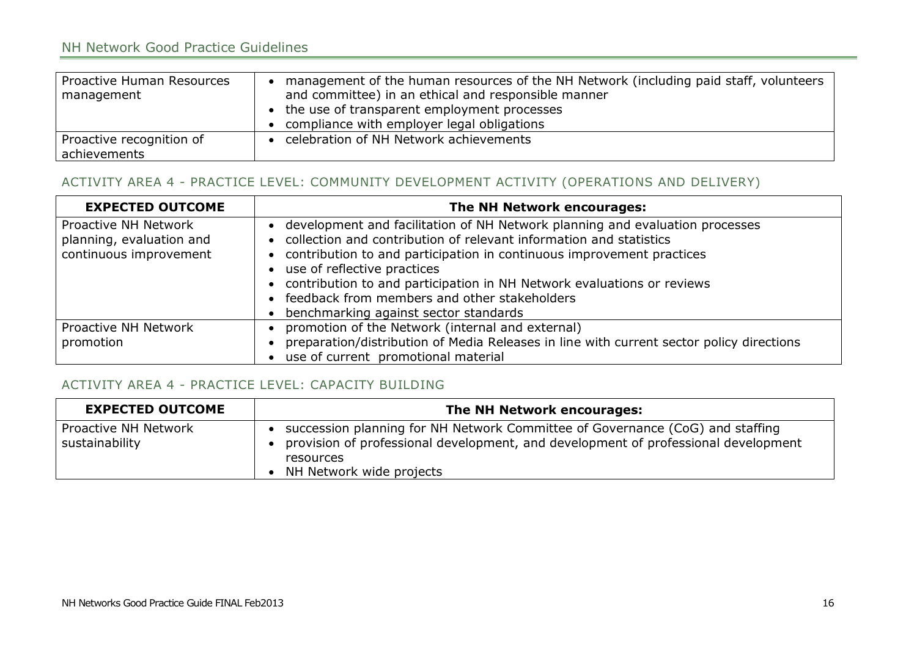| | |
|---|---|
| Proactive Human Resources management | • management of the human resources of the NH Network (including paid staff, volunteers and committee) in an ethical and responsible manner<br>• the use of transparent employment processes<br>• compliance with employer legal obligations |
| Proactive recognition of achievements | • celebration of NH Network achievements |

### ACTIVITY AREA 4 - PRACTICE LEVEL: COMMUNITY DEVELOPMENT ACTIVITY (OPERATIONS AND DELIVERY)

| EXPECTED OUTCOME | The NH Network encourages: |
|---|---|
| Proactive NH Network planning, evaluation and continuous improvement | • development and facilitation of NH Network planning and evaluation processes<br>• collection and contribution of relevant information and statistics<br>• contribution to and participation in continuous improvement practices<br>• use of reflective practices<br>• contribution to and participation in NH Network evaluations or reviews<br>• feedback from members and other stakeholders<br>• benchmarking against sector standards |
| Proactive NH Network promotion | • promotion of the Network (internal and external)<br>• preparation/distribution of Media Releases in line with current sector policy directions<br>• use of current promotional material |

### ACTIVITY AREA 4 - PRACTICE LEVEL: CAPACITY BUILDING

| EXPECTED OUTCOME | The NH Network encourages: |
|---|---|
| Proactive NH Network sustainability | • succession planning for NH Network Committee of Governance (CoG) and staffing<br>• provision of professional development, and development of professional development resources<br>• NH Network wide projects |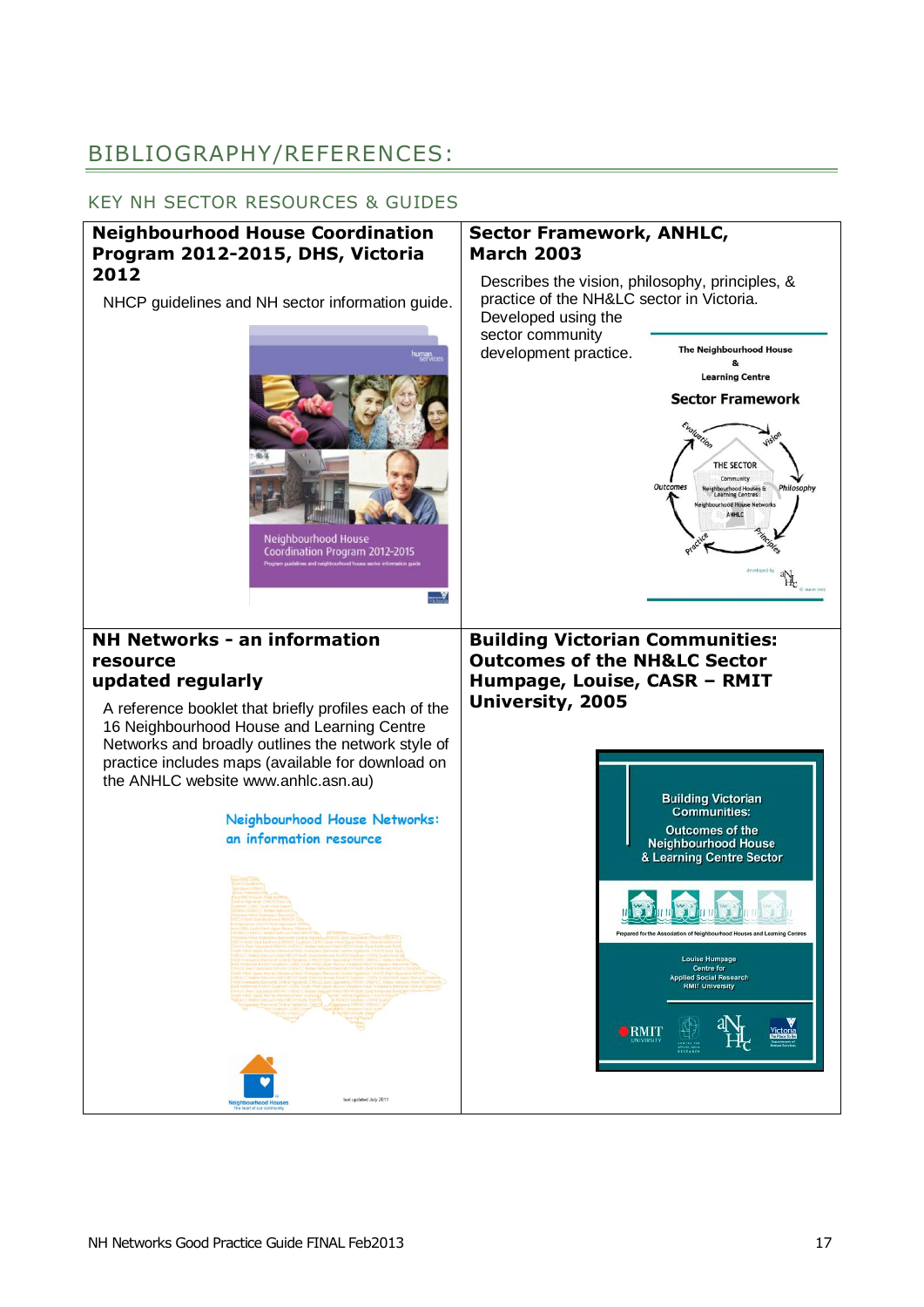# BIBLIOGRAPHY/REFERENCES:

## KEY NH SECTOR RESOURCES & GUIDES

**Neighbourhood House Coordination Program 2012-2015, DHS, Victoria 2012**

NHCP guidelines and NH sector information guide.

**Sector Framework, ANHLC, March 2003**

Describes the vision, philosophy, principles, & practice of the NH&LC sector in Victoria. Developed using the sector community development practice.

**NH Networks - an information resource updated regularly**

A reference booklet that briefly profiles each of the 16 Neighbourhood House and Learning Centre Networks and broadly outlines the network style of practice includes maps (available for download on the ANHLC website www.anhlc.asn.au)

**Building Victorian Communities: Outcomes of the NH&LC Sector Humpage, Louise, CASR – RMIT University, 2005**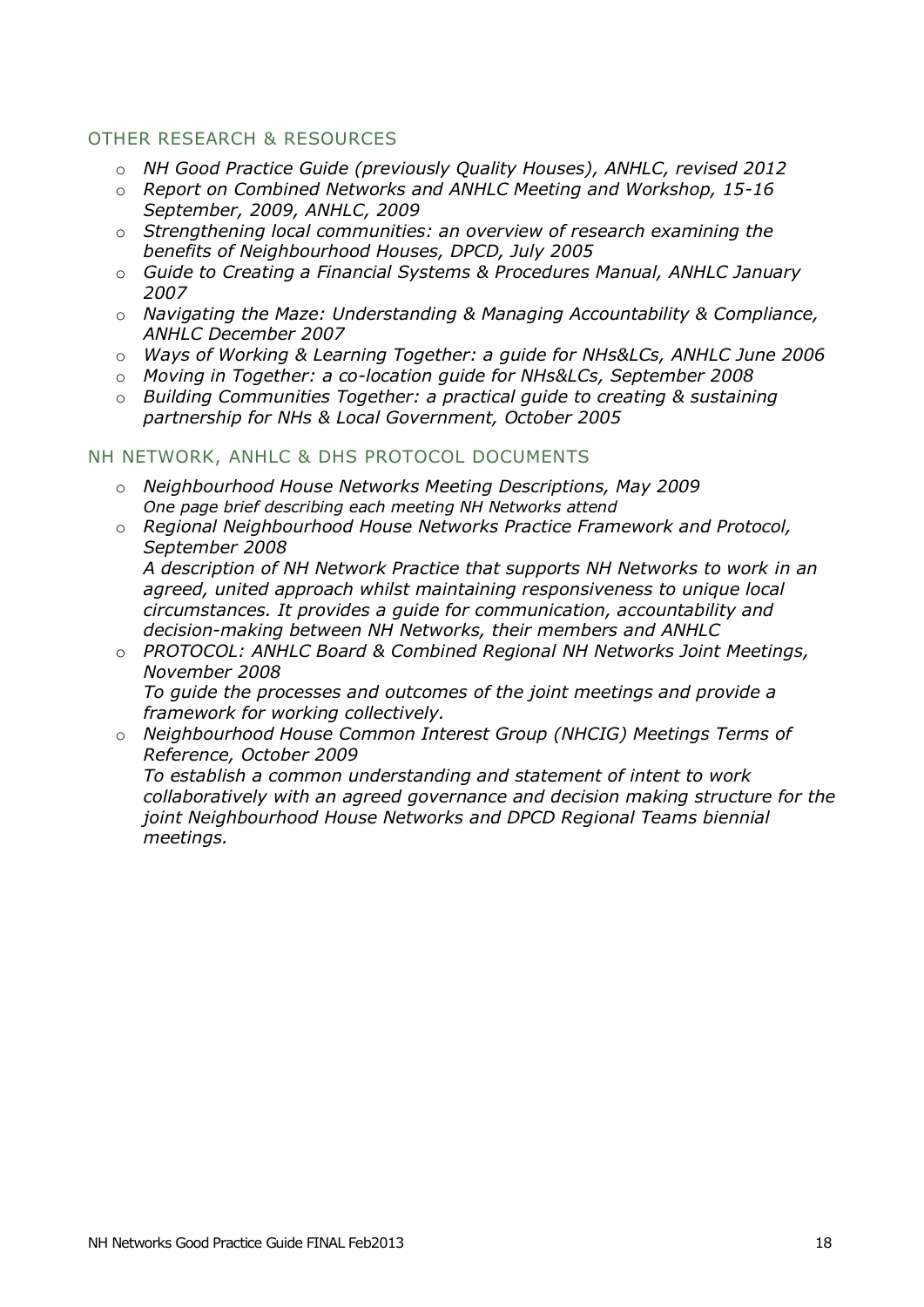## OTHER RESEARCH & RESOURCES

- *NH Good Practice Guide (previously Quality Houses), ANHLC, revised 2012*
- *Report on Combined Networks and ANHLC Meeting and Workshop, 15-16 September, 2009, ANHLC, 2009*
- *Strengthening local communities: an overview of research examining the benefits of Neighbourhood Houses, DPCD, July 2005*
- *Guide to Creating a Financial Systems & Procedures Manual, ANHLC January 2007*
- *Navigating the Maze: Understanding & Managing Accountability & Compliance, ANHLC December 2007*
- *Ways of Working & Learning Together: a guide for NHs&LCs, ANHLC June 2006*
- *Moving in Together: a co-location guide for NHs&LCs, September 2008*
- *Building Communities Together: a practical guide to creating & sustaining partnership for NHs & Local Government, October 2005*

## NH NETWORK, ANHLC & DHS PROTOCOL DOCUMENTS

- *Neighbourhood House Networks Meeting Descriptions, May 2009*
  *One page brief describing each meeting NH Networks attend*
- *Regional Neighbourhood House Networks Practice Framework and Protocol, September 2008*
  *A description of NH Network Practice that supports NH Networks to work in an agreed, united approach whilst maintaining responsiveness to unique local circumstances. It provides a guide for communication, accountability and decision-making between NH Networks, their members and ANHLC*
- *PROTOCOL: ANHLC Board & Combined Regional NH Networks Joint Meetings, November 2008*
  *To guide the processes and outcomes of the joint meetings and provide a framework for working collectively.*
- *Neighbourhood House Common Interest Group (NHCIG) Meetings Terms of Reference, October 2009*
  *To establish a common understanding and statement of intent to work collaboratively with an agreed governance and decision making structure for the joint Neighbourhood House Networks and DPCD Regional Teams biennial meetings.*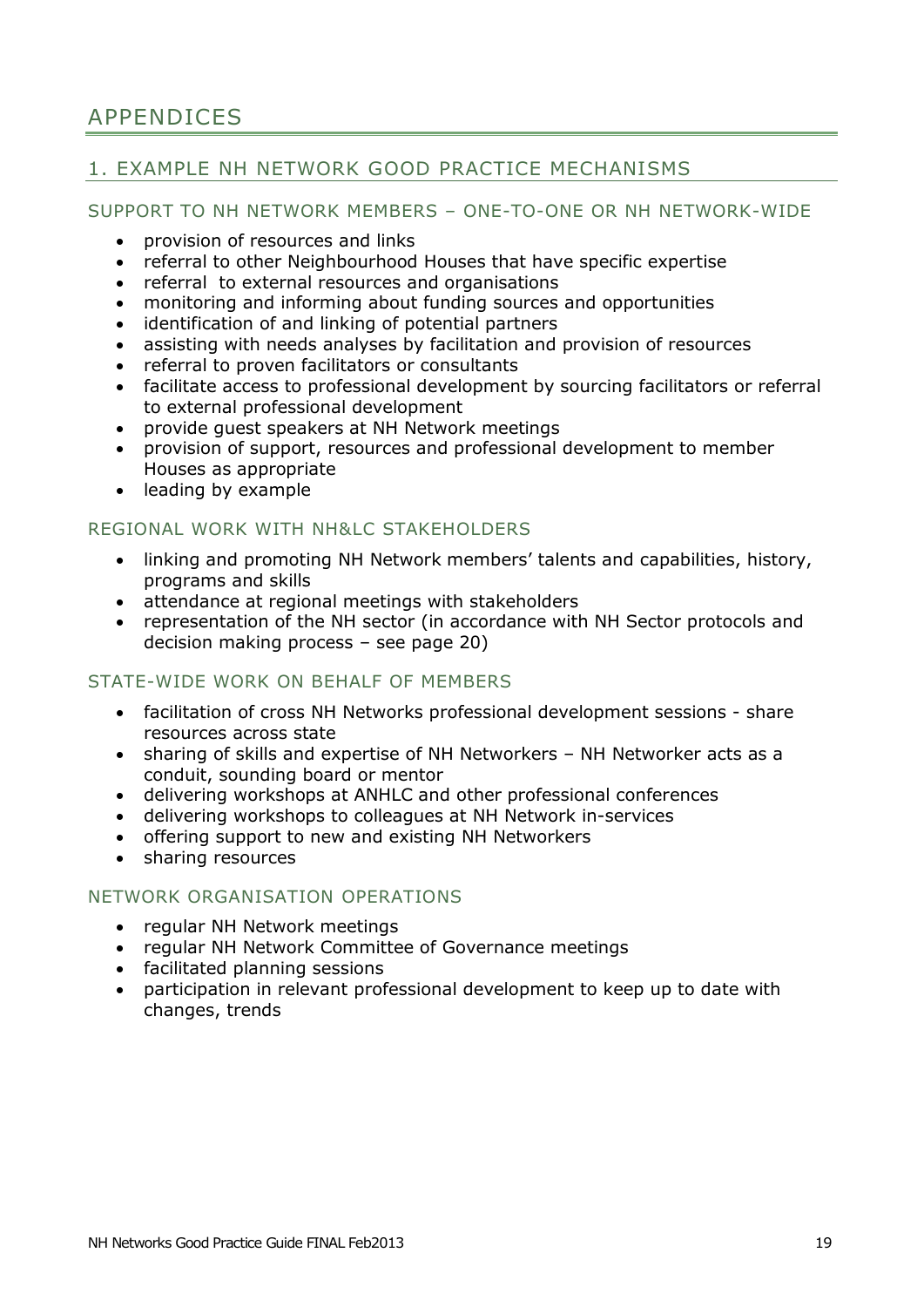# APPENDICES

## 1. EXAMPLE NH NETWORK GOOD PRACTICE MECHANISMS

### SUPPORT TO NH NETWORK MEMBERS – ONE-TO-ONE OR NH NETWORK-WIDE

- provision of resources and links
- referral to other Neighbourhood Houses that have specific expertise
- referral to external resources and organisations
- monitoring and informing about funding sources and opportunities
- identification of and linking of potential partners
- assisting with needs analyses by facilitation and provision of resources
- referral to proven facilitators or consultants
- facilitate access to professional development by sourcing facilitators or referral to external professional development
- provide guest speakers at NH Network meetings
- provision of support, resources and professional development to member Houses as appropriate
- leading by example

### REGIONAL WORK WITH NH&LC STAKEHOLDERS

- linking and promoting NH Network members' talents and capabilities, history, programs and skills
- attendance at regional meetings with stakeholders
- representation of the NH sector (in accordance with NH Sector protocols and decision making process – see page 20)

### STATE-WIDE WORK ON BEHALF OF MEMBERS

- facilitation of cross NH Networks professional development sessions - share resources across state
- sharing of skills and expertise of NH Networkers – NH Networker acts as a conduit, sounding board or mentor
- delivering workshops at ANHLC and other professional conferences
- delivering workshops to colleagues at NH Network in-services
- offering support to new and existing NH Networkers
- sharing resources

### NETWORK ORGANISATION OPERATIONS

- regular NH Network meetings
- regular NH Network Committee of Governance meetings
- facilitated planning sessions
- participation in relevant professional development to keep up to date with changes, trends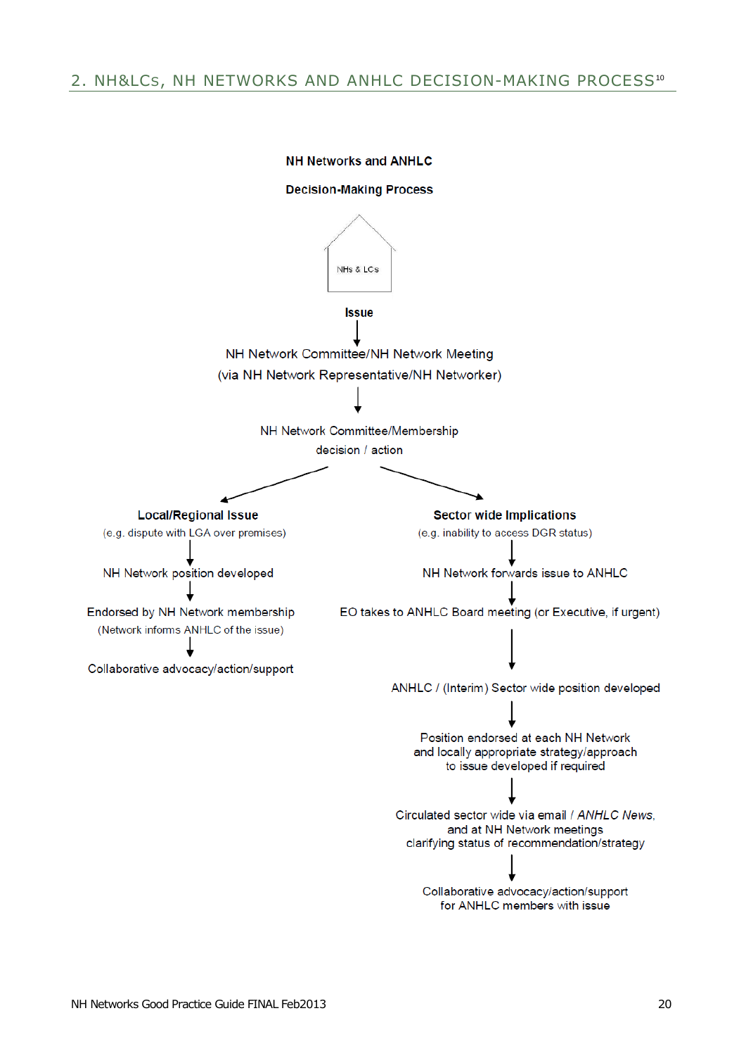## 2. NH&LCs, NH NETWORKS AND ANHLC DECISION-MAKING PROCESS[10]

**NH Networks and ANHLC**

**Decision-Making Process**

NHs & LCs

**Issue**

↓

NH Network Committee/NH Network Meeting
(via NH Network Representative/NH Networker)

↓

NH Network Committee/Membership
decision / action

**Local/Regional Issue**
(e.g. dispute with LGA over premises)

↓

NH Network position developed

↓

Endorsed by NH Network membership
(Network informs ANHLC of the issue)

↓

Collaborative advocacy/action/support

**Sector wide Implications**
(e.g. inability to access DGR status)

↓

NH Network forwards issue to ANHLC

↓

EO takes to ANHLC Board meeting (or Executive, if urgent)

↓

ANHLC / (Interim) Sector wide position developed

↓

Position endorsed at each NH Network
and locally appropriate strategy/approach
to issue developed if required

↓

Circulated sector wide via email / *ANHLC News*,
and at NH Network meetings
clarifying status of recommendation/strategy

↓

Collaborative advocacy/action/support
for ANHLC members with issue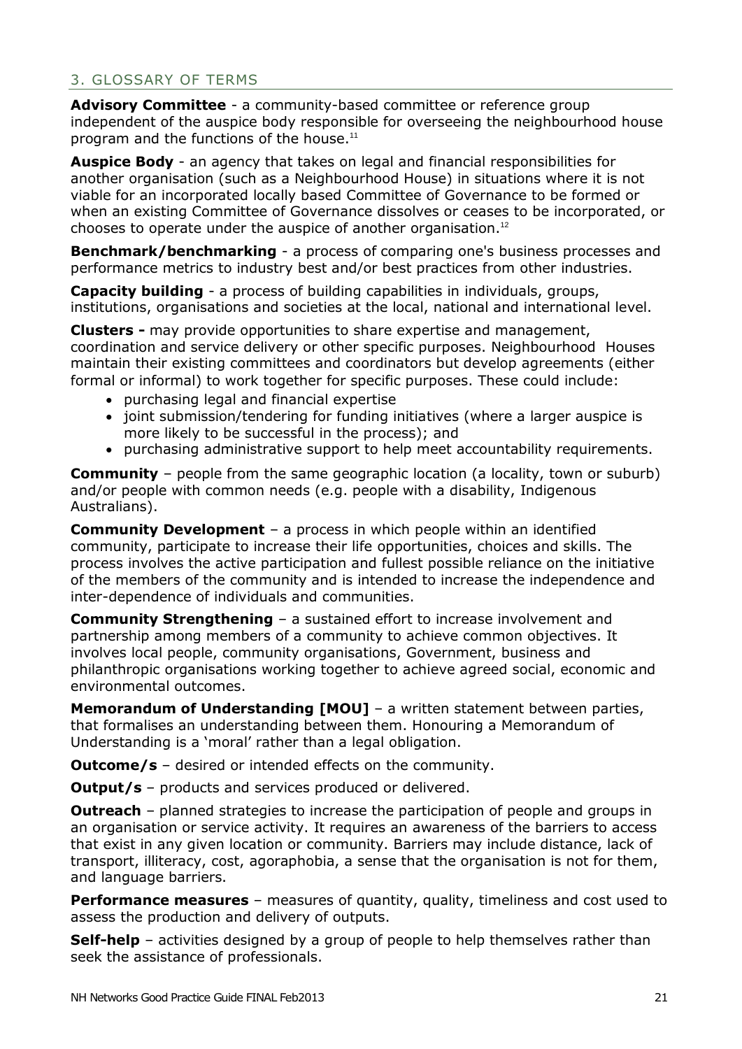## 3. GLOSSARY OF TERMS

**Advisory Committee** - a community-based committee or reference group independent of the auspice body responsible for overseeing the neighbourhood house program and the functions of the house.[11]

**Auspice Body** - an agency that takes on legal and financial responsibilities for another organisation (such as a Neighbourhood House) in situations where it is not viable for an incorporated locally based Committee of Governance to be formed or when an existing Committee of Governance dissolves or ceases to be incorporated, or chooses to operate under the auspice of another organisation.[12]

**Benchmark/benchmarking** - a process of comparing one's business processes and performance metrics to industry best and/or best practices from other industries.

**Capacity building** - a process of building capabilities in individuals, groups, institutions, organisations and societies at the local, national and international level.

**Clusters -** may provide opportunities to share expertise and management, coordination and service delivery or other specific purposes. Neighbourhood Houses maintain their existing committees and coordinators but develop agreements (either formal or informal) to work together for specific purposes. These could include:

- purchasing legal and financial expertise
- joint submission/tendering for funding initiatives (where a larger auspice is more likely to be successful in the process); and
- purchasing administrative support to help meet accountability requirements.

**Community** – people from the same geographic location (a locality, town or suburb) and/or people with common needs (e.g. people with a disability, Indigenous Australians).

**Community Development** – a process in which people within an identified community, participate to increase their life opportunities, choices and skills. The process involves the active participation and fullest possible reliance on the initiative of the members of the community and is intended to increase the independence and inter-dependence of individuals and communities.

**Community Strengthening** – a sustained effort to increase involvement and partnership among members of a community to achieve common objectives. It involves local people, community organisations, Government, business and philanthropic organisations working together to achieve agreed social, economic and environmental outcomes.

**Memorandum of Understanding [MOU]** – a written statement between parties, that formalises an understanding between them. Honouring a Memorandum of Understanding is a 'moral' rather than a legal obligation.

**Outcome/s** – desired or intended effects on the community.

**Output/s** – products and services produced or delivered.

**Outreach** – planned strategies to increase the participation of people and groups in an organisation or service activity. It requires an awareness of the barriers to access that exist in any given location or community. Barriers may include distance, lack of transport, illiteracy, cost, agoraphobia, a sense that the organisation is not for them, and language barriers.

**Performance measures** – measures of quantity, quality, timeliness and cost used to assess the production and delivery of outputs.

**Self-help** – activities designed by a group of people to help themselves rather than seek the assistance of professionals.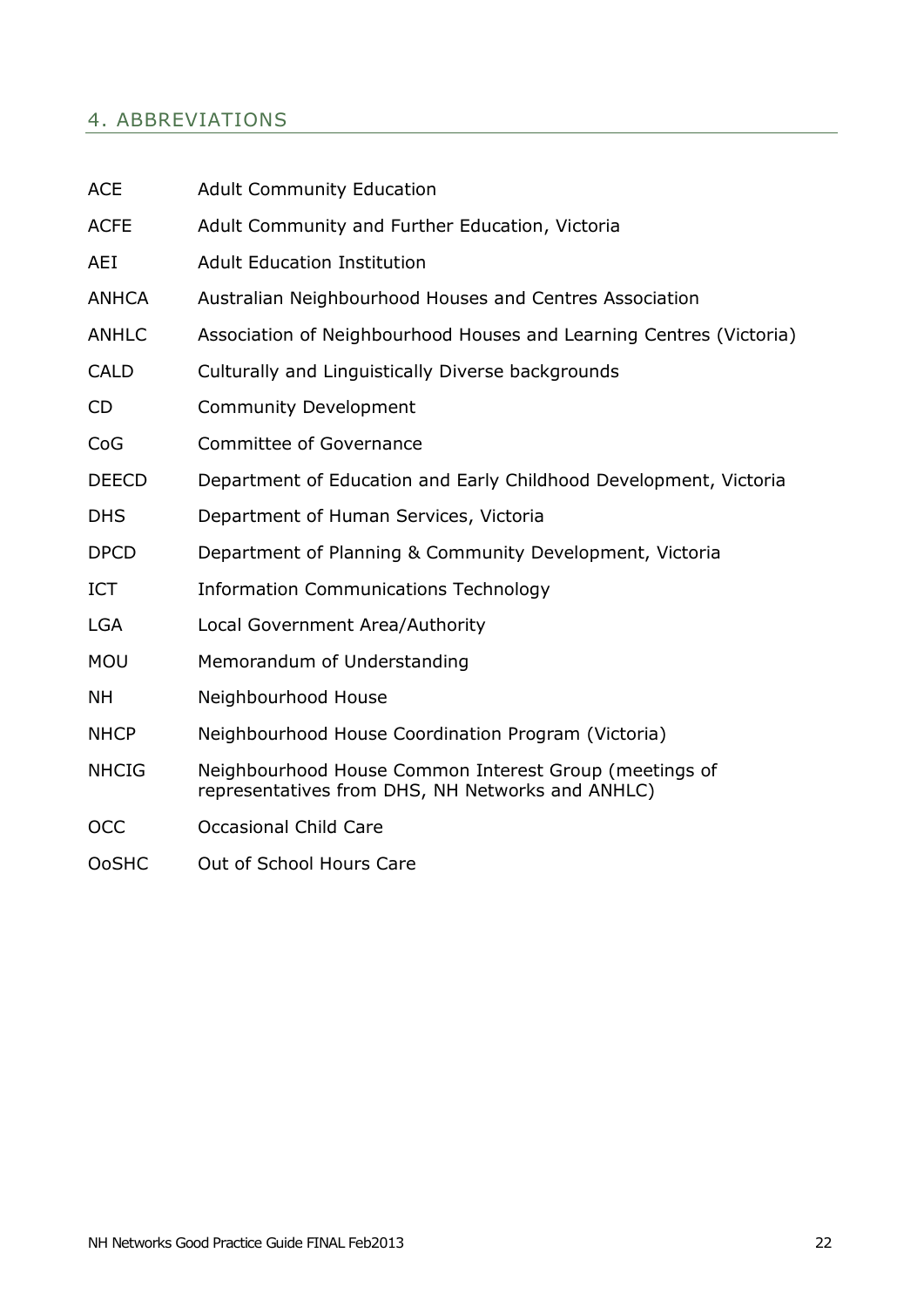## 4. ABBREVIATIONS

| | |
|---|---|
| ACE | Adult Community Education |
| ACFE | Adult Community and Further Education, Victoria |
| AEI | Adult Education Institution |
| ANHCA | Australian Neighbourhood Houses and Centres Association |
| ANHLC | Association of Neighbourhood Houses and Learning Centres (Victoria) |
| CALD | Culturally and Linguistically Diverse backgrounds |
| CD | Community Development |
| CoG | Committee of Governance |
| DEECD | Department of Education and Early Childhood Development, Victoria |
| DHS | Department of Human Services, Victoria |
| DPCD | Department of Planning & Community Development, Victoria |
| ICT | Information Communications Technology |
| LGA | Local Government Area/Authority |
| MOU | Memorandum of Understanding |
| NH | Neighbourhood House |
| NHCP | Neighbourhood House Coordination Program (Victoria) |
| NHCIG | Neighbourhood House Common Interest Group (meetings of representatives from DHS, NH Networks and ANHLC) |
| OCC | Occasional Child Care |
| OoSHC | Out of School Hours Care |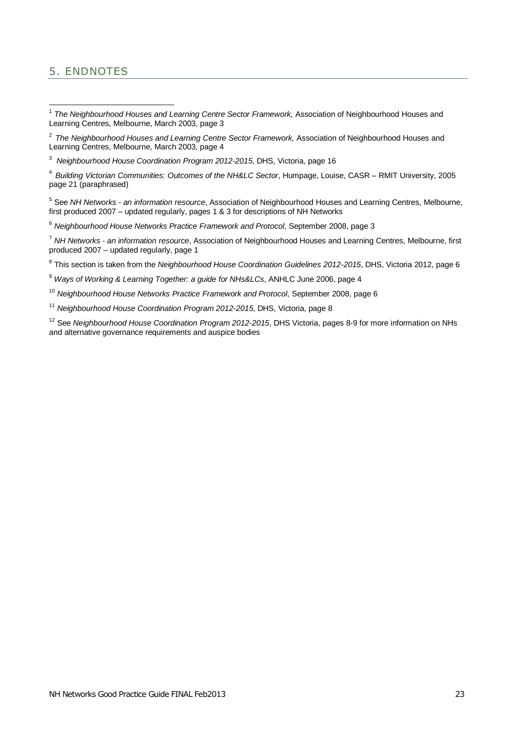## 5. ENDNOTES

[1] *The Neighbourhood Houses and Learning Centre Sector Framework,* Association of Neighbourhood Houses and Learning Centres, Melbourne, March 2003, page 3

[2] *The Neighbourhood Houses and Learning Centre Sector Framework,* Association of Neighbourhood Houses and Learning Centres, Melbourne, March 2003, page 4

[3] *Neighbourhood House Coordination Program 2012-2015*, DHS, Victoria, page 16

[4] *Building Victorian Communities: Outcomes of the NH&LC Sector*, Humpage, Louise, CASR – RMIT University, 2005 page 21 (paraphrased)

[5] See *NH Networks - an information resource*, Association of Neighbourhood Houses and Learning Centres, Melbourne, first produced 2007 – updated regularly, pages 1 & 3 for descriptions of NH Networks

[6] *Neighbourhood House Networks Practice Framework and Protocol*, September 2008, page 3

[7] *NH Networks - an information resource*, Association of Neighbourhood Houses and Learning Centres, Melbourne, first produced 2007 – updated regularly, page 1

[8] This section is taken from the *Neighbourhood House Coordination Guidelines 2012-2015*, DHS, Victoria 2012, page 6

[9] *Ways of Working & Learning Together: a guide for NHs&LCs*, ANHLC June 2006, page 4

[10] *Neighbourhood House Networks Practice Framework and Protocol*, September 2008, page 6

[11] *Neighbourhood House Coordination Program 2012-2015*, DHS, Victoria, page 8

[12] See *Neighbourhood House Coordination Program 2012-2015*, DHS Victoria, pages 8-9 for more information on NHs and alternative governance requirements and auspice bodies